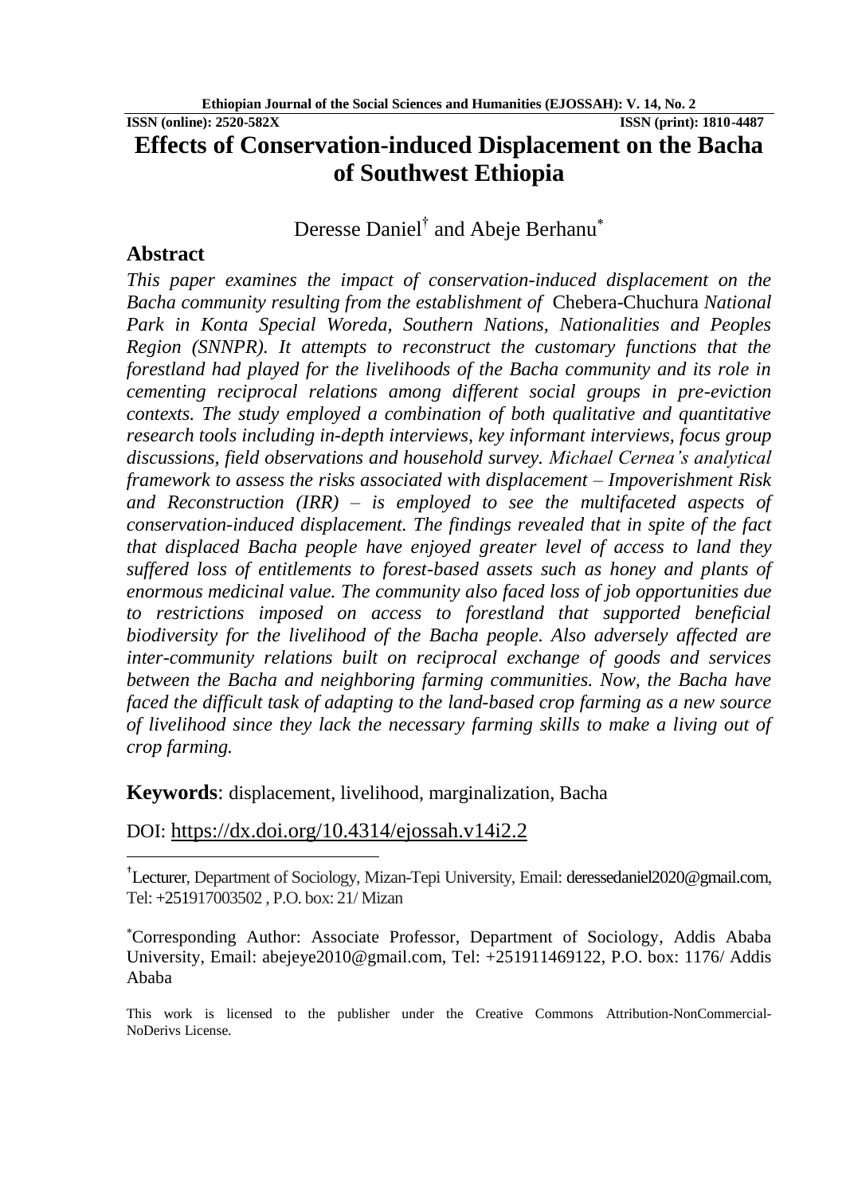# Effects of Conservation-induced Displacement on the Bacha of Southwest Ethiopia

Deresse Daniel[†] and Abeje Berhanu[*]

## Abstract

*This paper examines the impact of conservation-induced displacement on the Bacha community resulting from the establishment of* Chebera-Chuchura *National Park in Konta Special Woreda, Southern Nations, Nationalities and Peoples Region (SNNPR). It attempts to reconstruct the customary functions that the forestland had played for the livelihoods of the Bacha community and its role in cementing reciprocal relations among different social groups in pre-eviction contexts. The study employed a combination of both qualitative and quantitative research tools including in-depth interviews, key informant interviews, focus group discussions, field observations and household survey. Michael Cernea's analytical framework to assess the risks associated with displacement – Impoverishment Risk and Reconstruction (IRR) – is employed to see the multifaceted aspects of conservation-induced displacement. The findings revealed that in spite of the fact that displaced Bacha people have enjoyed greater level of access to land they suffered loss of entitlements to forest-based assets such as honey and plants of enormous medicinal value. The community also faced loss of job opportunities due to restrictions imposed on access to forestland that supported beneficial biodiversity for the livelihood of the Bacha people. Also adversely affected are inter-community relations built on reciprocal exchange of goods and services between the Bacha and neighboring farming communities. Now, the Bacha have faced the difficult task of adapting to the land-based crop farming as a new source of livelihood since they lack the necessary farming skills to make a living out of crop farming.*

**Keywords**: displacement, livelihood, marginalization, Bacha

DOI: https://dx.doi.org/10.4314/ejossah.v14i2.2

[†]Lecturer, Department of Sociology, Mizan-Tepi University, Email: deressedaniel2020@gmail.com, Tel: +251917003502 , P.O. box: 21/ Mizan

[*]Corresponding Author: Associate Professor, Department of Sociology, Addis Ababa University, Email: abejeye2010@gmail.com, Tel: +251911469122, P.O. box: 1176/ Addis Ababa

This work is licensed to the publisher under the Creative Commons Attribution-NonCommercial-NoDerivs License.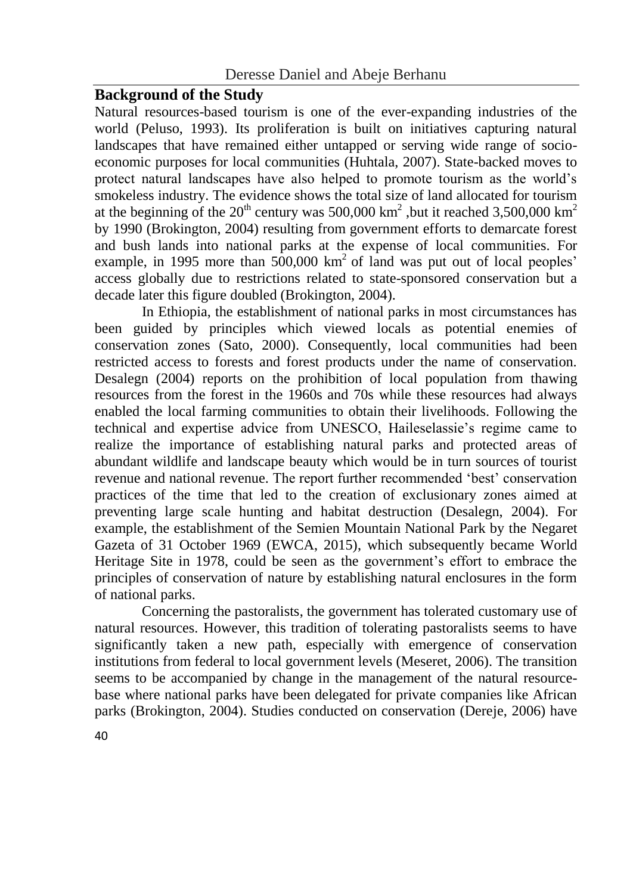## Background of the Study

Natural resources-based tourism is one of the ever-expanding industries of the world (Peluso, 1993). Its proliferation is built on initiatives capturing natural landscapes that have remained either untapped or serving wide range of socio-economic purposes for local communities (Huhtala, 2007). State-backed moves to protect natural landscapes have also helped to promote tourism as the world's smokeless industry. The evidence shows the total size of land allocated for tourism at the beginning of the $20^{th}$ century was 500,000 $km^2$ ,but it reached 3,500,000 $km^2$ by 1990 (Brokington, 2004) resulting from government efforts to demarcate forest and bush lands into national parks at the expense of local communities. For example, in 1995 more than 500,000 $km^2$ of land was put out of local peoples' access globally due to restrictions related to state-sponsored conservation but a decade later this figure doubled (Brokington, 2004).

In Ethiopia, the establishment of national parks in most circumstances has been guided by principles which viewed locals as potential enemies of conservation zones (Sato, 2000). Consequently, local communities had been restricted access to forests and forest products under the name of conservation. Desalegn (2004) reports on the prohibition of local population from thawing resources from the forest in the 1960s and 70s while these resources had always enabled the local farming communities to obtain their livelihoods. Following the technical and expertise advice from UNESCO, Haileselassie's regime came to realize the importance of establishing natural parks and protected areas of abundant wildlife and landscape beauty which would be in turn sources of tourist revenue and national revenue. The report further recommended 'best' conservation practices of the time that led to the creation of exclusionary zones aimed at preventing large scale hunting and habitat destruction (Desalegn, 2004). For example, the establishment of the Semien Mountain National Park by the Negaret Gazeta of 31 October 1969 (EWCA, 2015), which subsequently became World Heritage Site in 1978, could be seen as the government's effort to embrace the principles of conservation of nature by establishing natural enclosures in the form of national parks.

Concerning the pastoralists, the government has tolerated customary use of natural resources. However, this tradition of tolerating pastoralists seems to have significantly taken a new path, especially with emergence of conservation institutions from federal to local government levels (Meseret, 2006). The transition seems to be accompanied by change in the management of the natural resource-base where national parks have been delegated for private companies like African parks (Brokington, 2004). Studies conducted on conservation (Dereje, 2006) have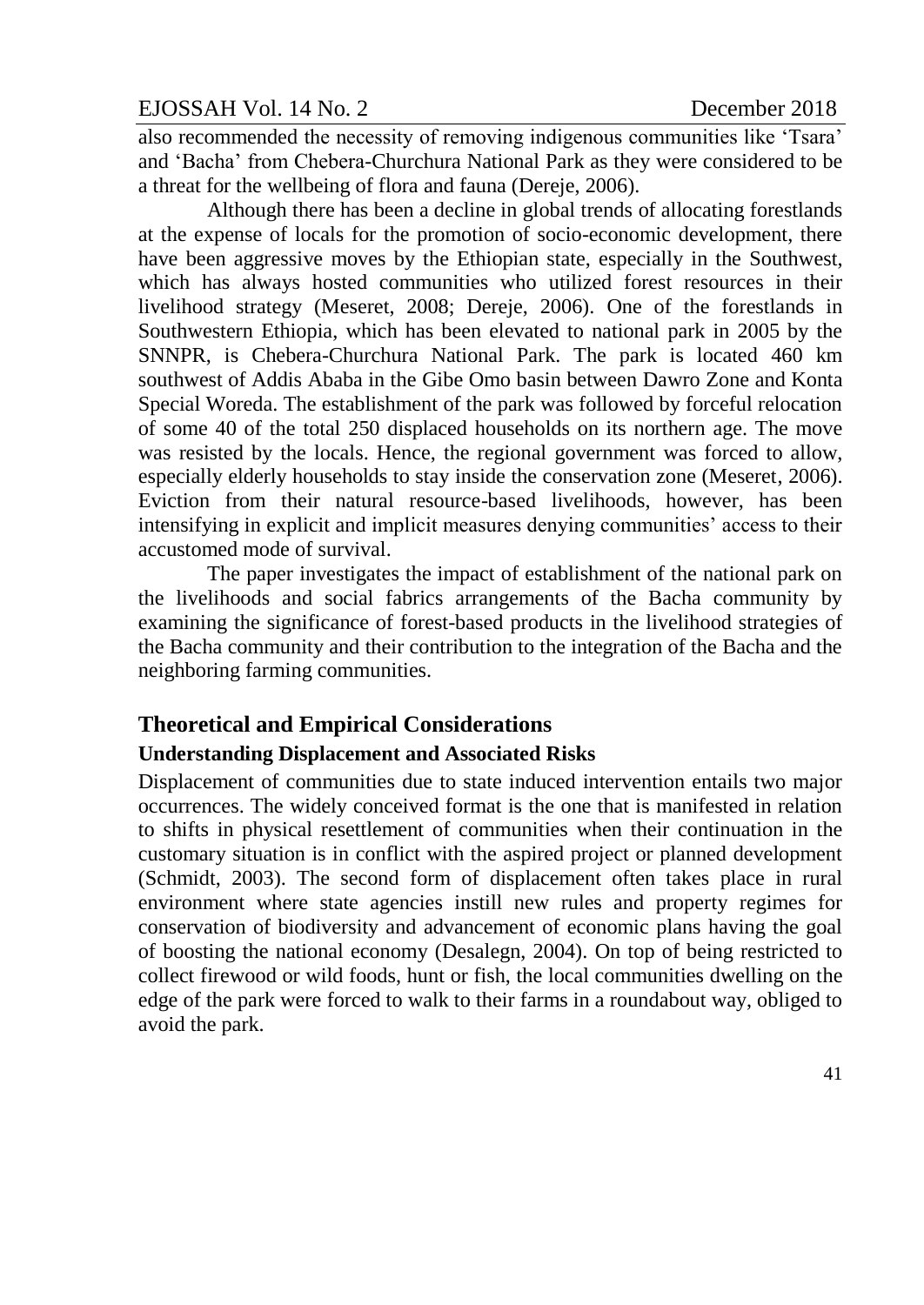also recommended the necessity of removing indigenous communities like 'Tsara' and 'Bacha' from Chebera-Churchura National Park as they were considered to be a threat for the wellbeing of flora and fauna (Dereje, 2006).

Although there has been a decline in global trends of allocating forestlands at the expense of locals for the promotion of socio-economic development, there have been aggressive moves by the Ethiopian state, especially in the Southwest, which has always hosted communities who utilized forest resources in their livelihood strategy (Meseret, 2008; Dereje, 2006). One of the forestlands in Southwestern Ethiopia, which has been elevated to national park in 2005 by the SNNPR, is Chebera-Churchura National Park. The park is located 460 km southwest of Addis Ababa in the Gibe Omo basin between Dawro Zone and Konta Special Woreda. The establishment of the park was followed by forceful relocation of some 40 of the total 250 displaced households on its northern age. The move was resisted by the locals. Hence, the regional government was forced to allow, especially elderly households to stay inside the conservation zone (Meseret, 2006). Eviction from their natural resource-based livelihoods, however, has been intensifying in explicit and implicit measures denying communities' access to their accustomed mode of survival.

The paper investigates the impact of establishment of the national park on the livelihoods and social fabrics arrangements of the Bacha community by examining the significance of forest-based products in the livelihood strategies of the Bacha community and their contribution to the integration of the Bacha and the neighboring farming communities.

## Theoretical and Empirical Considerations

### Understanding Displacement and Associated Risks

Displacement of communities due to state induced intervention entails two major occurrences. The widely conceived format is the one that is manifested in relation to shifts in physical resettlement of communities when their continuation in the customary situation is in conflict with the aspired project or planned development (Schmidt, 2003). The second form of displacement often takes place in rural environment where state agencies instill new rules and property regimes for conservation of biodiversity and advancement of economic plans having the goal of boosting the national economy (Desalegn, 2004). On top of being restricted to collect firewood or wild foods, hunt or fish, the local communities dwelling on the edge of the park were forced to walk to their farms in a roundabout way, obliged to avoid the park.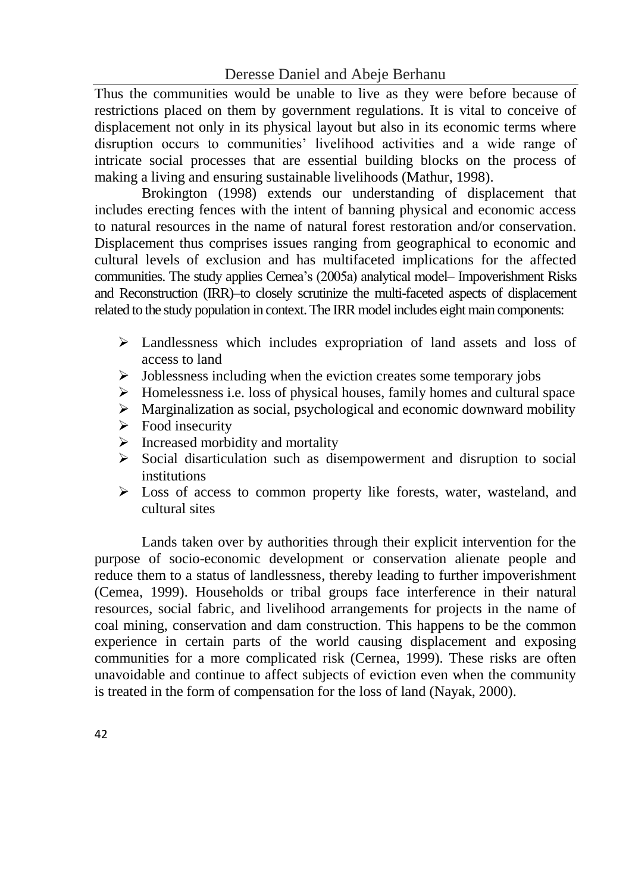Thus the communities would be unable to live as they were before because of restrictions placed on them by government regulations. It is vital to conceive of displacement not only in its physical layout but also in its economic terms where disruption occurs to communities' livelihood activities and a wide range of intricate social processes that are essential building blocks on the process of making a living and ensuring sustainable livelihoods (Mathur, 1998).

Brokington (1998) extends our understanding of displacement that includes erecting fences with the intent of banning physical and economic access to natural resources in the name of natural forest restoration and/or conservation. Displacement thus comprises issues ranging from geographical to economic and cultural levels of exclusion and has multifaceted implications for the affected communities. The study applies Cernea's (2005a) analytical model– Impoverishment Risks and Reconstruction (IRR)–to closely scrutinize the multi-faceted aspects of displacement related to the study population in context. The IRR model includes eight main components:

- Landlessness which includes expropriation of land assets and loss of access to land
- Joblessness including when the eviction creates some temporary jobs
- Homelessness i.e. loss of physical houses, family homes and cultural space
- Marginalization as social, psychological and economic downward mobility
- Food insecurity
- Increased morbidity and mortality
- Social disarticulation such as disempowerment and disruption to social institutions
- Loss of access to common property like forests, water, wasteland, and cultural sites

Lands taken over by authorities through their explicit intervention for the purpose of socio-economic development or conservation alienate people and reduce them to a status of landlessness, thereby leading to further impoverishment (Cemea, 1999). Households or tribal groups face interference in their natural resources, social fabric, and livelihood arrangements for projects in the name of coal mining, conservation and dam construction. This happens to be the common experience in certain parts of the world causing displacement and exposing communities for a more complicated risk (Cernea, 1999). These risks are often unavoidable and continue to affect subjects of eviction even when the community is treated in the form of compensation for the loss of land (Nayak, 2000).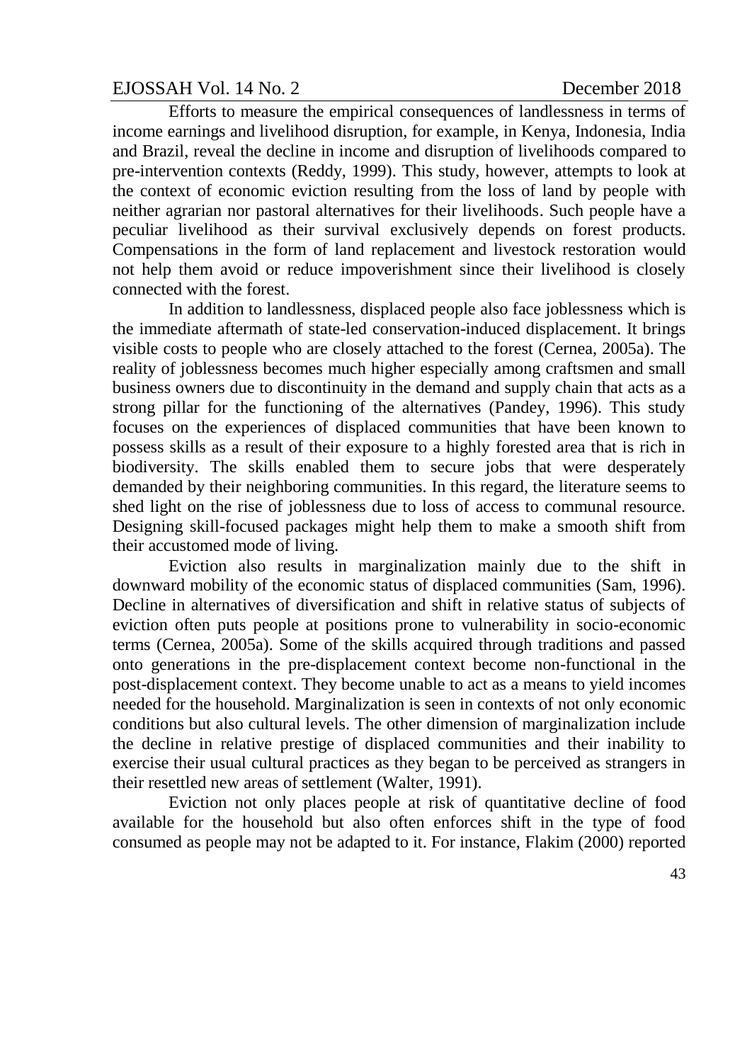Efforts to measure the empirical consequences of landlessness in terms of income earnings and livelihood disruption, for example, in Kenya, Indonesia, India and Brazil, reveal the decline in income and disruption of livelihoods compared to pre-intervention contexts (Reddy, 1999). This study, however, attempts to look at the context of economic eviction resulting from the loss of land by people with neither agrarian nor pastoral alternatives for their livelihoods. Such people have a peculiar livelihood as their survival exclusively depends on forest products. Compensations in the form of land replacement and livestock restoration would not help them avoid or reduce impoverishment since their livelihood is closely connected with the forest.

In addition to landlessness, displaced people also face joblessness which is the immediate aftermath of state-led conservation-induced displacement. It brings visible costs to people who are closely attached to the forest (Cernea, 2005a). The reality of joblessness becomes much higher especially among craftsmen and small business owners due to discontinuity in the demand and supply chain that acts as a strong pillar for the functioning of the alternatives (Pandey, 1996). This study focuses on the experiences of displaced communities that have been known to possess skills as a result of their exposure to a highly forested area that is rich in biodiversity. The skills enabled them to secure jobs that were desperately demanded by their neighboring communities. In this regard, the literature seems to shed light on the rise of joblessness due to loss of access to communal resource. Designing skill-focused packages might help them to make a smooth shift from their accustomed mode of living.

Eviction also results in marginalization mainly due to the shift in downward mobility of the economic status of displaced communities (Sam, 1996). Decline in alternatives of diversification and shift in relative status of subjects of eviction often puts people at positions prone to vulnerability in socio-economic terms (Cernea, 2005a). Some of the skills acquired through traditions and passed onto generations in the pre-displacement context become non-functional in the post-displacement context. They become unable to act as a means to yield incomes needed for the household. Marginalization is seen in contexts of not only economic conditions but also cultural levels. The other dimension of marginalization include the decline in relative prestige of displaced communities and their inability to exercise their usual cultural practices as they began to be perceived as strangers in their resettled new areas of settlement (Walter, 1991).

Eviction not only places people at risk of quantitative decline of food available for the household but also often enforces shift in the type of food consumed as people may not be adapted to it. For instance, Flakim (2000) reported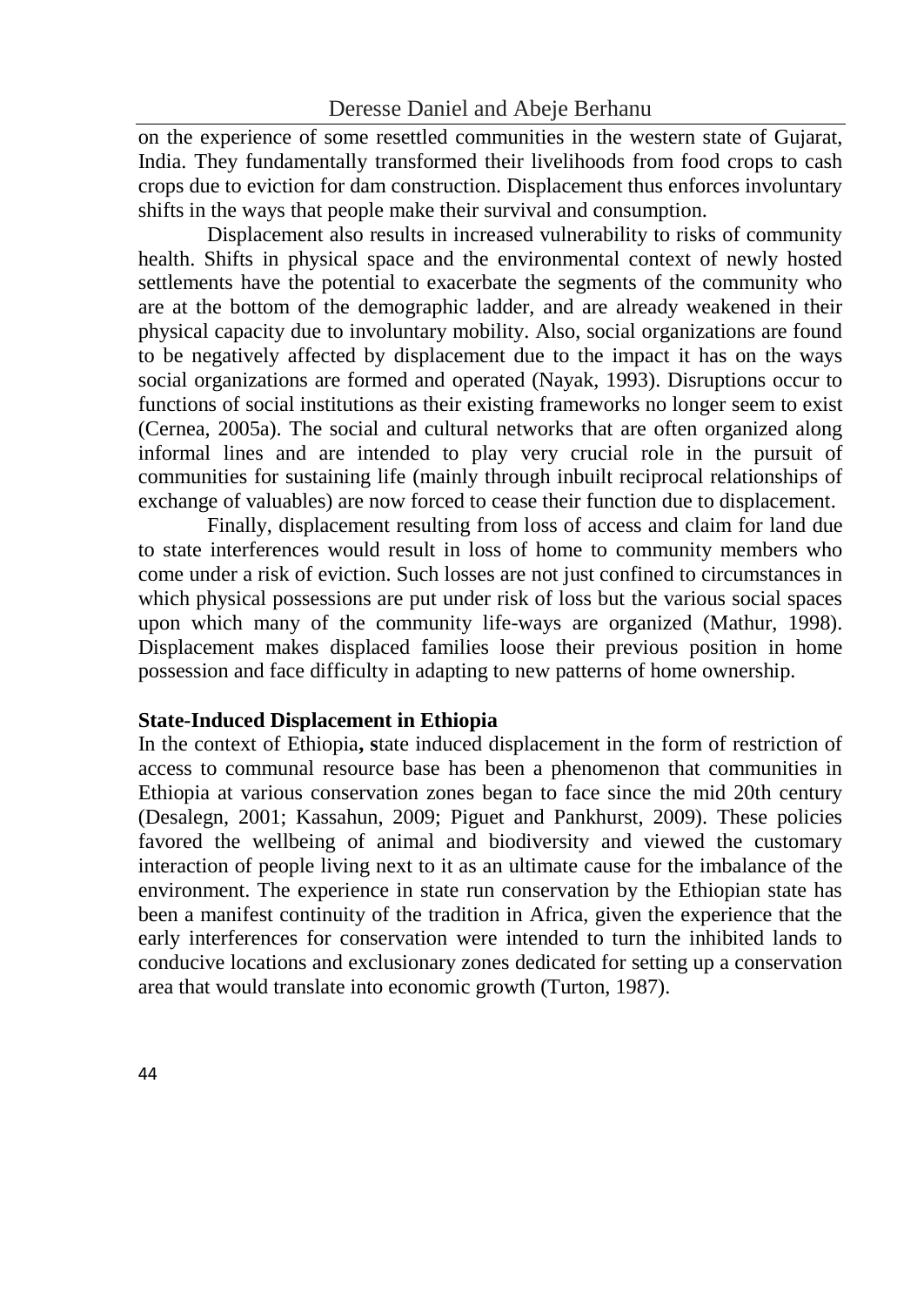on the experience of some resettled communities in the western state of Gujarat, India. They fundamentally transformed their livelihoods from food crops to cash crops due to eviction for dam construction. Displacement thus enforces involuntary shifts in the ways that people make their survival and consumption.

Displacement also results in increased vulnerability to risks of community health. Shifts in physical space and the environmental context of newly hosted settlements have the potential to exacerbate the segments of the community who are at the bottom of the demographic ladder, and are already weakened in their physical capacity due to involuntary mobility. Also, social organizations are found to be negatively affected by displacement due to the impact it has on the ways social organizations are formed and operated (Nayak, 1993). Disruptions occur to functions of social institutions as their existing frameworks no longer seem to exist (Cernea, 2005a). The social and cultural networks that are often organized along informal lines and are intended to play very crucial role in the pursuit of communities for sustaining life (mainly through inbuilt reciprocal relationships of exchange of valuables) are now forced to cease their function due to displacement.

Finally, displacement resulting from loss of access and claim for land due to state interferences would result in loss of home to community members who come under a risk of eviction. Such losses are not just confined to circumstances in which physical possessions are put under risk of loss but the various social spaces upon which many of the community life-ways are organized (Mathur, 1998). Displacement makes displaced families loose their previous position in home possession and face difficulty in adapting to new patterns of home ownership.

**State-Induced Displacement in Ethiopia**

In the context of Ethiopia**, s**tate induced displacement in the form of restriction of access to communal resource base has been a phenomenon that communities in Ethiopia at various conservation zones began to face since the mid 20th century (Desalegn, 2001; Kassahun, 2009; Piguet and Pankhurst, 2009). These policies favored the wellbeing of animal and biodiversity and viewed the customary interaction of people living next to it as an ultimate cause for the imbalance of the environment. The experience in state run conservation by the Ethiopian state has been a manifest continuity of the tradition in Africa, given the experience that the early interferences for conservation were intended to turn the inhibited lands to conducive locations and exclusionary zones dedicated for setting up a conservation area that would translate into economic growth (Turton, 1987).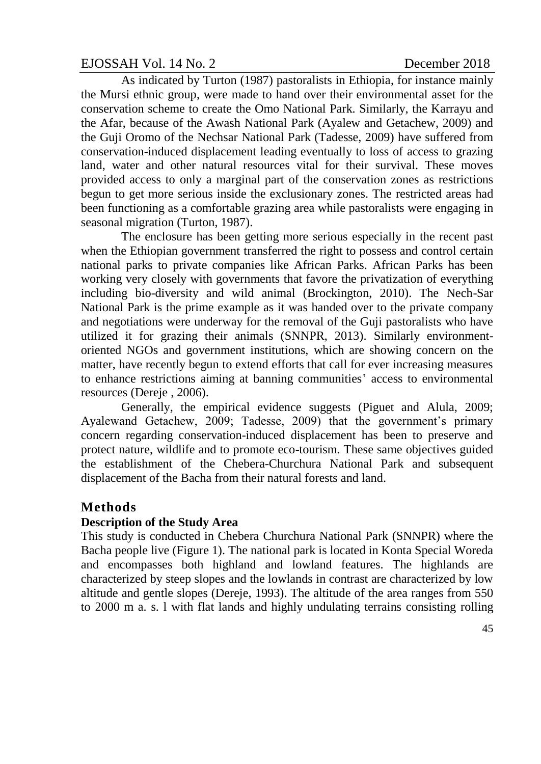As indicated by Turton (1987) pastoralists in Ethiopia, for instance mainly the Mursi ethnic group, were made to hand over their environmental asset for the conservation scheme to create the Omo National Park. Similarly, the Karrayu and the Afar, because of the Awash National Park (Ayalew and Getachew, 2009) and the Guji Oromo of the Nechsar National Park (Tadesse, 2009) have suffered from conservation-induced displacement leading eventually to loss of access to grazing land, water and other natural resources vital for their survival. These moves provided access to only a marginal part of the conservation zones as restrictions begun to get more serious inside the exclusionary zones. The restricted areas had been functioning as a comfortable grazing area while pastoralists were engaging in seasonal migration (Turton, 1987).

The enclosure has been getting more serious especially in the recent past when the Ethiopian government transferred the right to possess and control certain national parks to private companies like African Parks. African Parks has been working very closely with governments that favore the privatization of everything including bio-diversity and wild animal (Brockington, 2010). The Nech-Sar National Park is the prime example as it was handed over to the private company and negotiations were underway for the removal of the Guji pastoralists who have utilized it for grazing their animals (SNNPR, 2013). Similarly environment-oriented NGOs and government institutions, which are showing concern on the matter, have recently begun to extend efforts that call for ever increasing measures to enhance restrictions aiming at banning communities' access to environmental resources (Dereje , 2006).

Generally, the empirical evidence suggests (Piguet and Alula, 2009; Ayalewand Getachew, 2009; Tadesse, 2009) that the government's primary concern regarding conservation-induced displacement has been to preserve and protect nature, wildlife and to promote eco-tourism. These same objectives guided the establishment of the Chebera-Churchura National Park and subsequent displacement of the Bacha from their natural forests and land.

## Methods

### Description of the Study Area

This study is conducted in Chebera Churchura National Park (SNNPR) where the Bacha people live (Figure 1). The national park is located in Konta Special Woreda and encompasses both highland and lowland features. The highlands are characterized by steep slopes and the lowlands in contrast are characterized by low altitude and gentle slopes (Dereje, 1993). The altitude of the area ranges from 550 to 2000 m a. s. l with flat lands and highly undulating terrains consisting rolling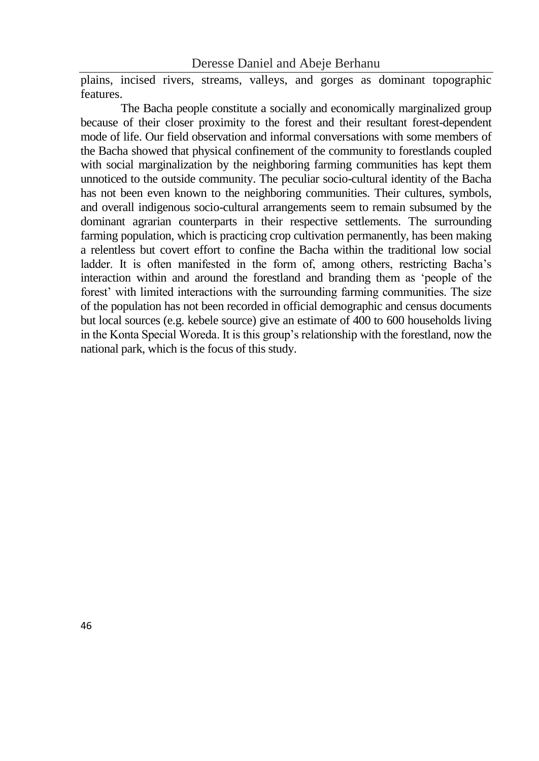plains, incised rivers, streams, valleys, and gorges as dominant topographic features.

The Bacha people constitute a socially and economically marginalized group because of their closer proximity to the forest and their resultant forest-dependent mode of life. Our field observation and informal conversations with some members of the Bacha showed that physical confinement of the community to forestlands coupled with social marginalization by the neighboring farming communities has kept them unnoticed to the outside community. The peculiar socio-cultural identity of the Bacha has not been even known to the neighboring communities. Their cultures, symbols, and overall indigenous socio-cultural arrangements seem to remain subsumed by the dominant agrarian counterparts in their respective settlements. The surrounding farming population, which is practicing crop cultivation permanently, has been making a relentless but covert effort to confine the Bacha within the traditional low social ladder. It is often manifested in the form of, among others, restricting Bacha's interaction within and around the forestland and branding them as 'people of the forest' with limited interactions with the surrounding farming communities. The size of the population has not been recorded in official demographic and census documents but local sources (e.g. kebele source) give an estimate of 400 to 600 households living in the Konta Special Woreda. It is this group's relationship with the forestland, now the national park, which is the focus of this study.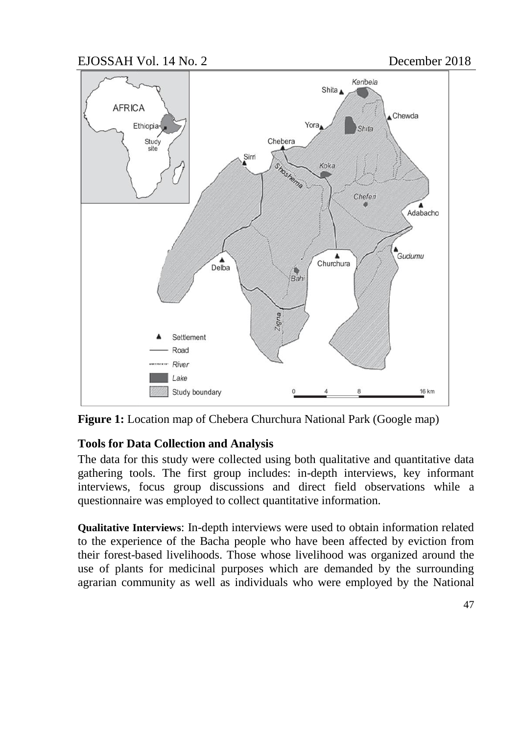**Figure 1:** Location map of Chebera Churchura National Park (Google map)

**Tools for Data Collection and Analysis**

The data for this study were collected using both qualitative and quantitative data gathering tools. The first group includes: in-depth interviews, key informant interviews, focus group discussions and direct field observations while a questionnaire was employed to collect quantitative information.

**Qualitative Interviews**: In-depth interviews were used to obtain information related to the experience of the Bacha people who have been affected by eviction from their forest-based livelihoods. Those whose livelihood was organized around the use of plants for medicinal purposes which are demanded by the surrounding agrarian community as well as individuals who were employed by the National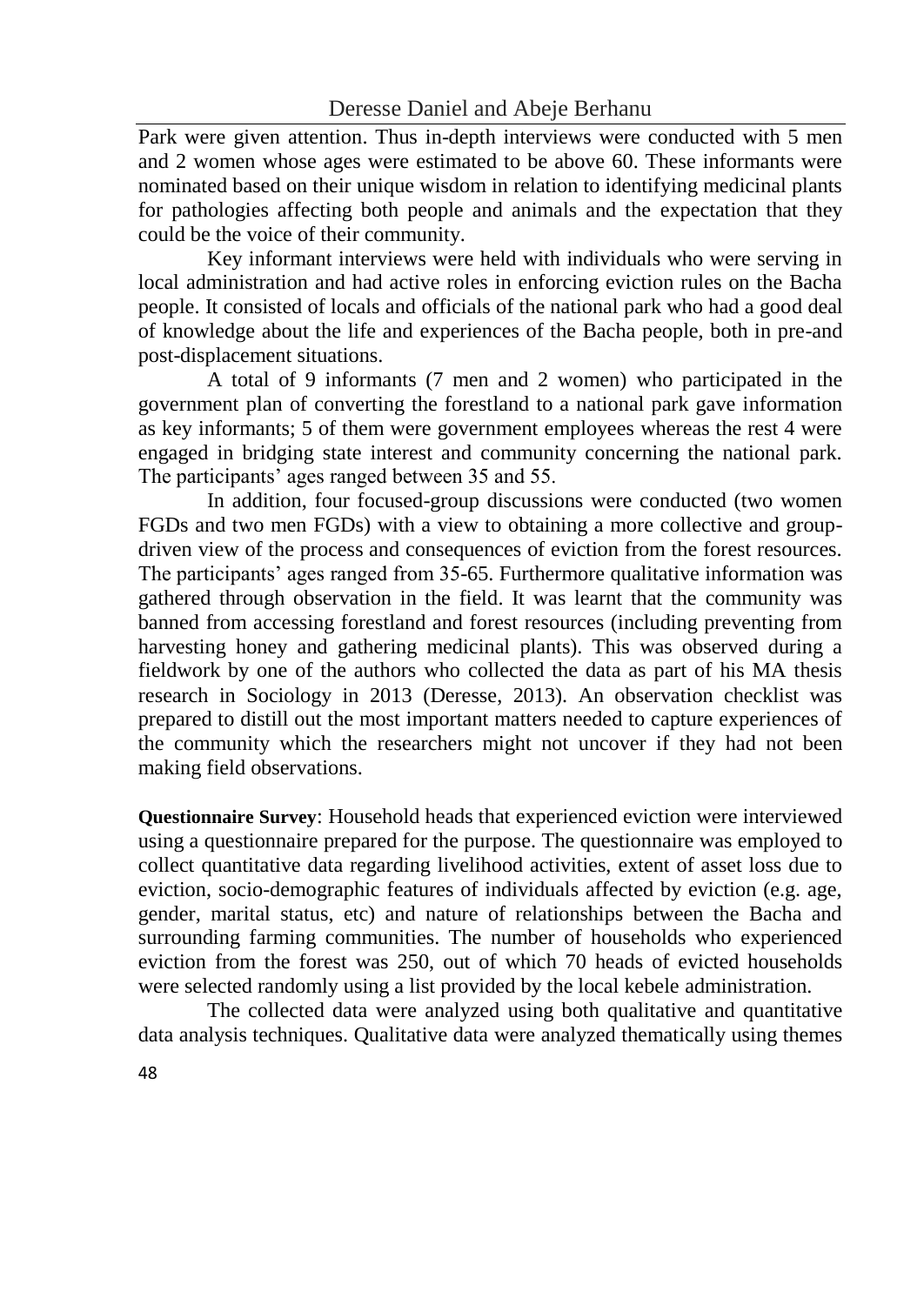Park were given attention. Thus in-depth interviews were conducted with 5 men and 2 women whose ages were estimated to be above 60. These informants were nominated based on their unique wisdom in relation to identifying medicinal plants for pathologies affecting both people and animals and the expectation that they could be the voice of their community.

Key informant interviews were held with individuals who were serving in local administration and had active roles in enforcing eviction rules on the Bacha people. It consisted of locals and officials of the national park who had a good deal of knowledge about the life and experiences of the Bacha people, both in pre-and post-displacement situations.

A total of 9 informants (7 men and 2 women) who participated in the government plan of converting the forestland to a national park gave information as key informants; 5 of them were government employees whereas the rest 4 were engaged in bridging state interest and community concerning the national park. The participants' ages ranged between 35 and 55.

In addition, four focused-group discussions were conducted (two women FGDs and two men FGDs) with a view to obtaining a more collective and group-driven view of the process and consequences of eviction from the forest resources. The participants' ages ranged from 35-65. Furthermore qualitative information was gathered through observation in the field. It was learnt that the community was banned from accessing forestland and forest resources (including preventing from harvesting honey and gathering medicinal plants). This was observed during a fieldwork by one of the authors who collected the data as part of his MA thesis research in Sociology in 2013 (Deresse, 2013). An observation checklist was prepared to distill out the most important matters needed to capture experiences of the community which the researchers might not uncover if they had not been making field observations.

**Questionnaire Survey**: Household heads that experienced eviction were interviewed using a questionnaire prepared for the purpose. The questionnaire was employed to collect quantitative data regarding livelihood activities, extent of asset loss due to eviction, socio-demographic features of individuals affected by eviction (e.g. age, gender, marital status, etc) and nature of relationships between the Bacha and surrounding farming communities. The number of households who experienced eviction from the forest was 250, out of which 70 heads of evicted households were selected randomly using a list provided by the local kebele administration.

The collected data were analyzed using both qualitative and quantitative data analysis techniques. Qualitative data were analyzed thematically using themes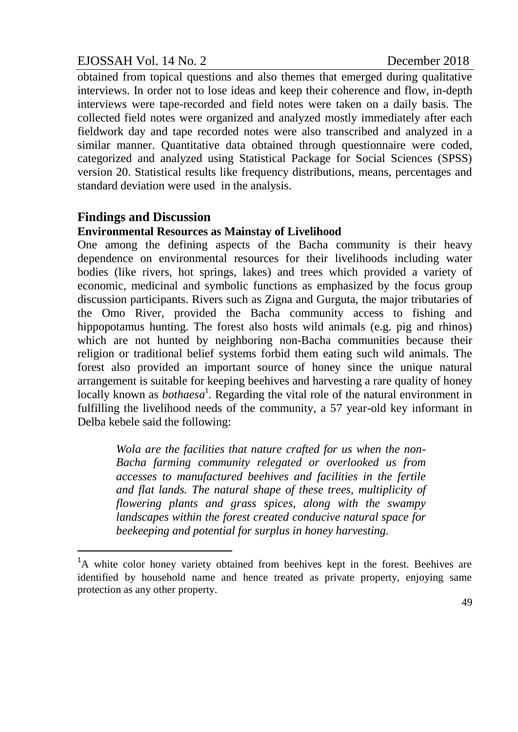obtained from topical questions and also themes that emerged during qualitative interviews. In order not to lose ideas and keep their coherence and flow, in-depth interviews were tape-recorded and field notes were taken on a daily basis. The collected field notes were organized and analyzed mostly immediately after each fieldwork day and tape recorded notes were also transcribed and analyzed in a similar manner. Quantitative data obtained through questionnaire were coded, categorized and analyzed using Statistical Package for Social Sciences (SPSS) version 20. Statistical results like frequency distributions, means, percentages and standard deviation were used in the analysis.

## Findings and Discussion

### Environmental Resources as Mainstay of Livelihood

One among the defining aspects of the Bacha community is their heavy dependence on environmental resources for their livelihoods including water bodies (like rivers, hot springs, lakes) and trees which provided a variety of economic, medicinal and symbolic functions as emphasized by the focus group discussion participants. Rivers such as Zigna and Gurguta, the major tributaries of the Omo River, provided the Bacha community access to fishing and hippopotamus hunting. The forest also hosts wild animals (e.g. pig and rhinos) which are not hunted by neighboring non-Bacha communities because their religion or traditional belief systems forbid them eating such wild animals. The forest also provided an important source of honey since the unique natural arrangement is suitable for keeping beehives and harvesting a rare quality of honey locally known as *bothaesa*[1]. Regarding the vital role of the natural environment in fulfilling the livelihood needs of the community, a 57 year-old key informant in Delba kebele said the following:

> *Wola are the facilities that nature crafted for us when the non-Bacha farming community relegated or overlooked us from accesses to manufactured beehives and facilities in the fertile and flat lands. The natural shape of these trees, multiplicity of flowering plants and grass spices, along with the swampy landscapes within the forest created conducive natural space for beekeeping and potential for surplus in honey harvesting.*

---

[1] A white color honey variety obtained from beehives kept in the forest. Beehives are identified by household name and hence treated as private property, enjoying same protection as any other property.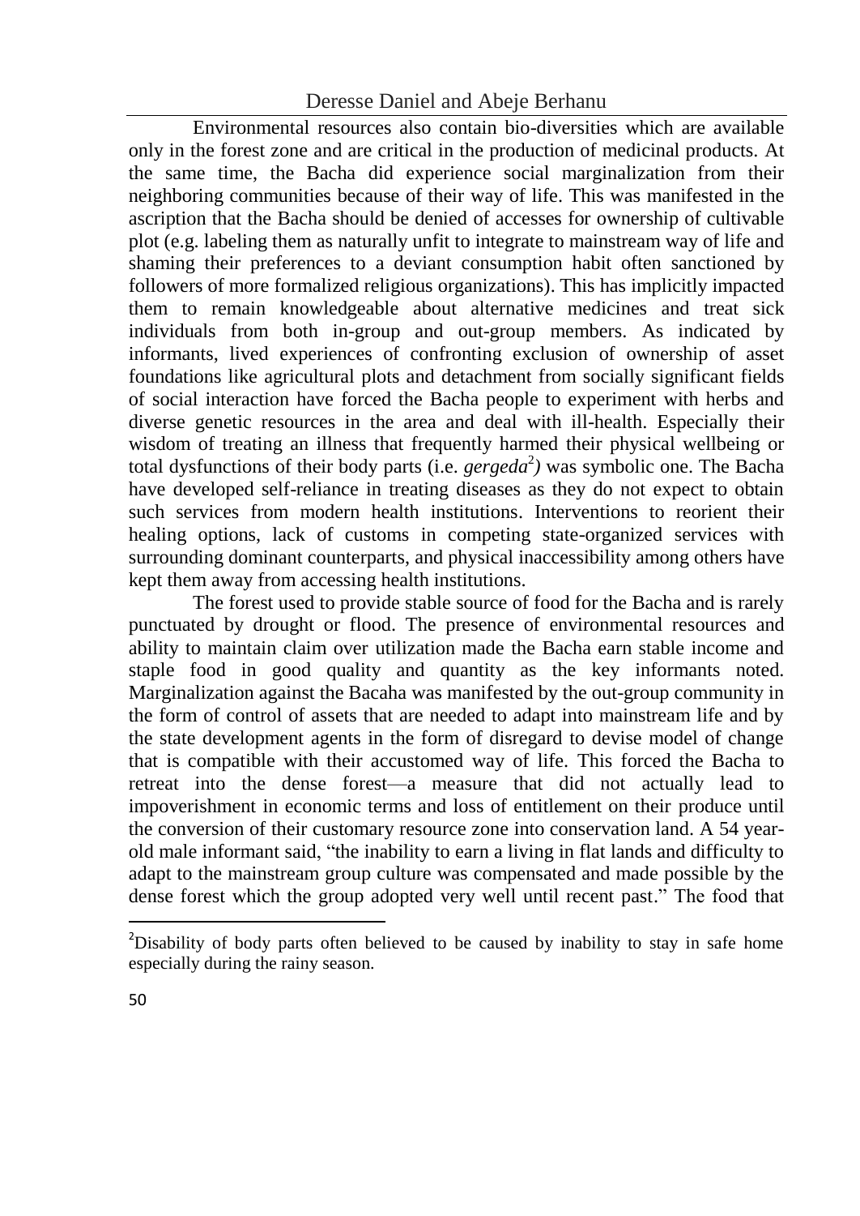Environmental resources also contain bio-diversities which are available only in the forest zone and are critical in the production of medicinal products. At the same time, the Bacha did experience social marginalization from their neighboring communities because of their way of life. This was manifested in the ascription that the Bacha should be denied of accesses for ownership of cultivable plot (e.g. labeling them as naturally unfit to integrate to mainstream way of life and shaming their preferences to a deviant consumption habit often sanctioned by followers of more formalized religious organizations). This has implicitly impacted them to remain knowledgeable about alternative medicines and treat sick individuals from both in-group and out-group members. As indicated by informants, lived experiences of confronting exclusion of ownership of asset foundations like agricultural plots and detachment from socially significant fields of social interaction have forced the Bacha people to experiment with herbs and diverse genetic resources in the area and deal with ill-health. Especially their wisdom of treating an illness that frequently harmed their physical wellbeing or total dysfunctions of their body parts (i.e. *gergeda*[2]) was symbolic one. The Bacha have developed self-reliance in treating diseases as they do not expect to obtain such services from modern health institutions. Interventions to reorient their healing options, lack of customs in competing state-organized services with surrounding dominant counterparts, and physical inaccessibility among others have kept them away from accessing health institutions.

The forest used to provide stable source of food for the Bacha and is rarely punctuated by drought or flood. The presence of environmental resources and ability to maintain claim over utilization made the Bacha earn stable income and staple food in good quality and quantity as the key informants noted. Marginalization against the Bacaha was manifested by the out-group community in the form of control of assets that are needed to adapt into mainstream life and by the state development agents in the form of disregard to devise model of change that is compatible with their accustomed way of life. This forced the Bacha to retreat into the dense forest—a measure that did not actually lead to impoverishment in economic terms and loss of entitlement on their produce until the conversion of their customary resource zone into conservation land. A 54 year-old male informant said, "the inability to earn a living in flat lands and difficulty to adapt to the mainstream group culture was compensated and made possible by the dense forest which the group adopted very well until recent past." The food that

[2] Disability of body parts often believed to be caused by inability to stay in safe home especially during the rainy season.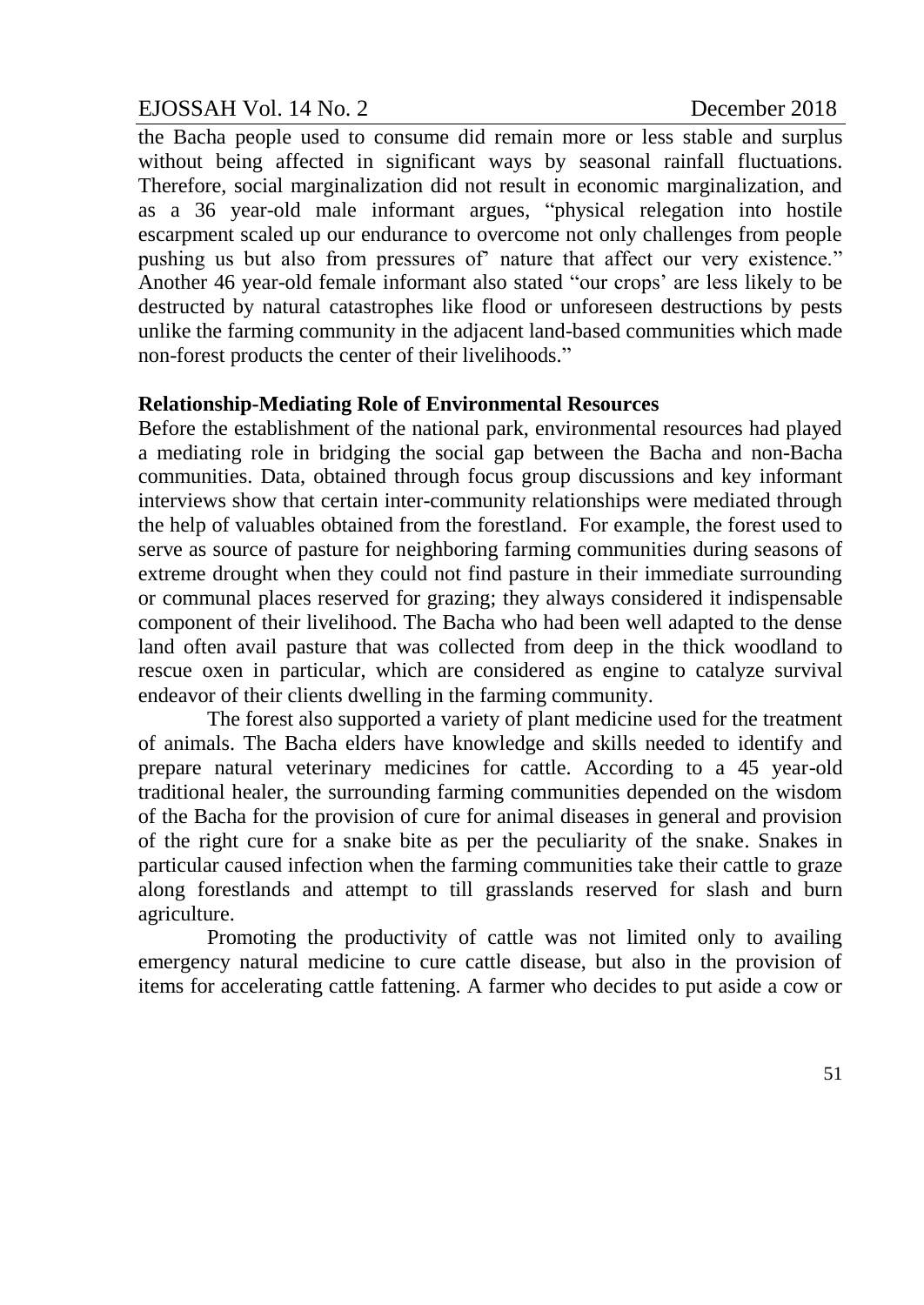the Bacha people used to consume did remain more or less stable and surplus without being affected in significant ways by seasonal rainfall fluctuations. Therefore, social marginalization did not result in economic marginalization, and as a 36 year-old male informant argues, "physical relegation into hostile escarpment scaled up our endurance to overcome not only challenges from people pushing us but also from pressures of' nature that affect our very existence." Another 46 year-old female informant also stated "our crops' are less likely to be destructed by natural catastrophes like flood or unforeseen destructions by pests unlike the farming community in the adjacent land-based communities which made non-forest products the center of their livelihoods."

**Relationship-Mediating Role of Environmental Resources**

Before the establishment of the national park, environmental resources had played a mediating role in bridging the social gap between the Bacha and non-Bacha communities. Data, obtained through focus group discussions and key informant interviews show that certain inter-community relationships were mediated through the help of valuables obtained from the forestland. For example, the forest used to serve as source of pasture for neighboring farming communities during seasons of extreme drought when they could not find pasture in their immediate surrounding or communal places reserved for grazing; they always considered it indispensable component of their livelihood. The Bacha who had been well adapted to the dense land often avail pasture that was collected from deep in the thick woodland to rescue oxen in particular, which are considered as engine to catalyze survival endeavor of their clients dwelling in the farming community.

The forest also supported a variety of plant medicine used for the treatment of animals. The Bacha elders have knowledge and skills needed to identify and prepare natural veterinary medicines for cattle. According to a 45 year-old traditional healer, the surrounding farming communities depended on the wisdom of the Bacha for the provision of cure for animal diseases in general and provision of the right cure for a snake bite as per the peculiarity of the snake. Snakes in particular caused infection when the farming communities take their cattle to graze along forestlands and attempt to till grasslands reserved for slash and burn agriculture.

Promoting the productivity of cattle was not limited only to availing emergency natural medicine to cure cattle disease, but also in the provision of items for accelerating cattle fattening. A farmer who decides to put aside a cow or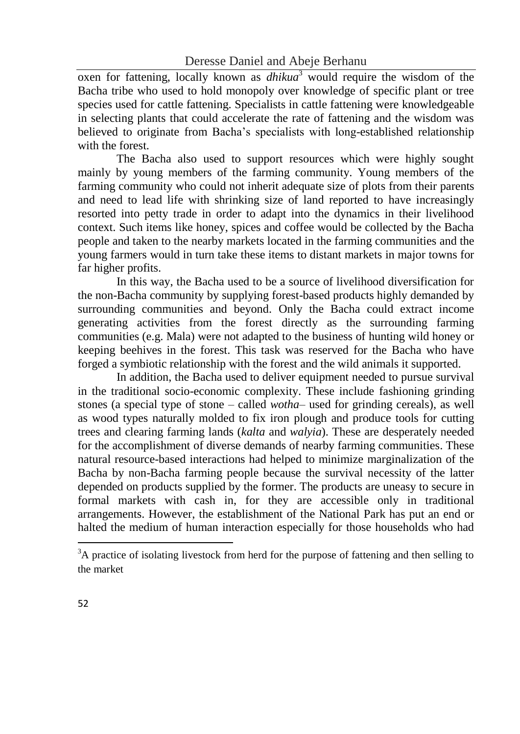oxen for fattening, locally known as *dhikua*[3] would require the wisdom of the Bacha tribe who used to hold monopoly over knowledge of specific plant or tree species used for cattle fattening. Specialists in cattle fattening were knowledgeable in selecting plants that could accelerate the rate of fattening and the wisdom was believed to originate from Bacha's specialists with long-established relationship with the forest.

The Bacha also used to support resources which were highly sought mainly by young members of the farming community. Young members of the farming community who could not inherit adequate size of plots from their parents and need to lead life with shrinking size of land reported to have increasingly resorted into petty trade in order to adapt into the dynamics in their livelihood context. Such items like honey, spices and coffee would be collected by the Bacha people and taken to the nearby markets located in the farming communities and the young farmers would in turn take these items to distant markets in major towns for far higher profits.

In this way, the Bacha used to be a source of livelihood diversification for the non-Bacha community by supplying forest-based products highly demanded by surrounding communities and beyond. Only the Bacha could extract income generating activities from the forest directly as the surrounding farming communities (e.g. Mala) were not adapted to the business of hunting wild honey or keeping beehives in the forest. This task was reserved for the Bacha who have forged a symbiotic relationship with the forest and the wild animals it supported.

In addition, the Bacha used to deliver equipment needed to pursue survival in the traditional socio-economic complexity. These include fashioning grinding stones (a special type of stone – called *wotha*– used for grinding cereals), as well as wood types naturally molded to fix iron plough and produce tools for cutting trees and clearing farming lands (*kalta* and *walyia*). These are desperately needed for the accomplishment of diverse demands of nearby farming communities. These natural resource-based interactions had helped to minimize marginalization of the Bacha by non-Bacha farming people because the survival necessity of the latter depended on products supplied by the former. The products are uneasy to secure in formal markets with cash in, for they are accessible only in traditional arrangements. However, the establishment of the National Park has put an end or halted the medium of human interaction especially for those households who had

[3] A practice of isolating livestock from herd for the purpose of fattening and then selling to the market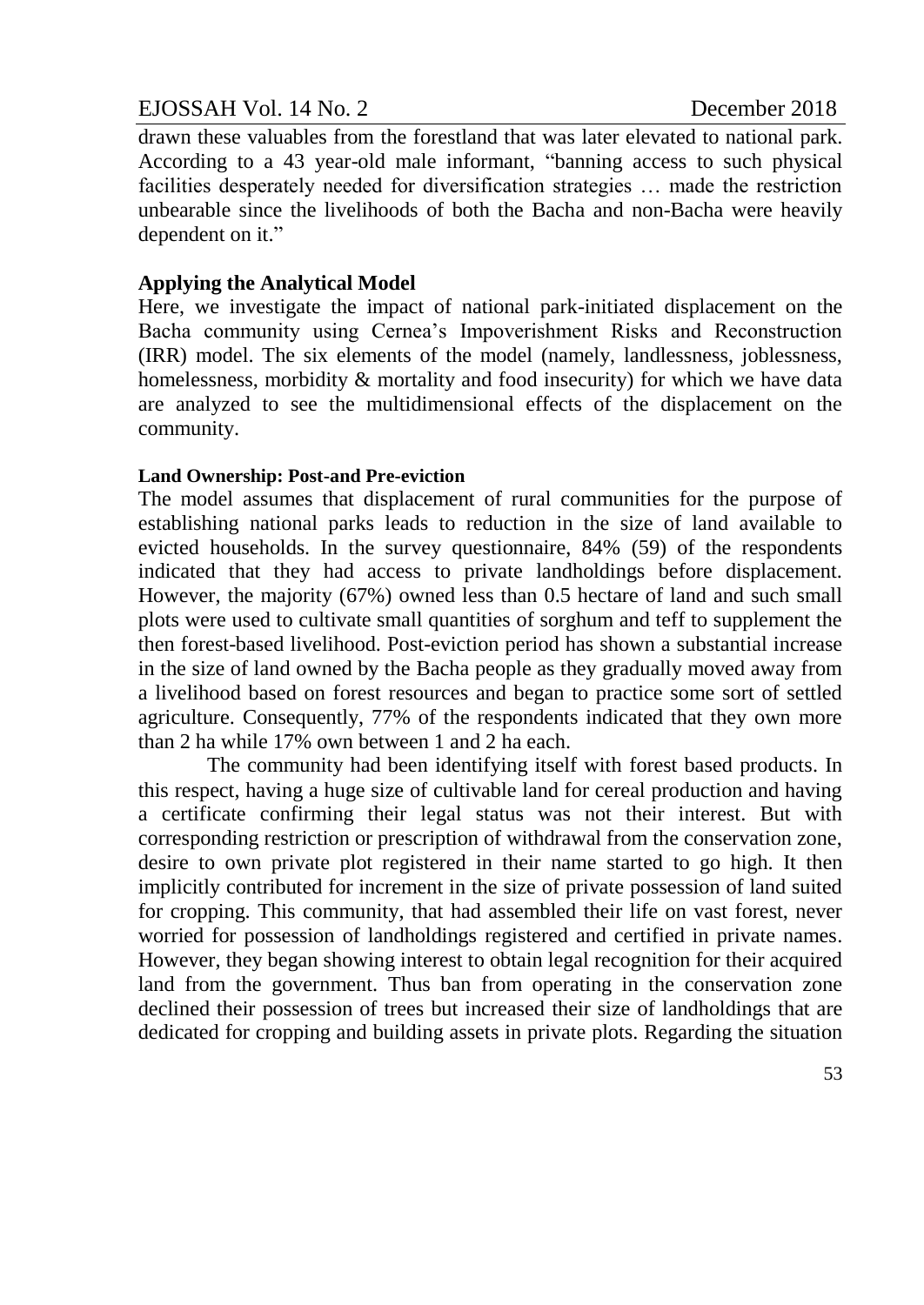drawn these valuables from the forestland that was later elevated to national park. According to a 43 year-old male informant, "banning access to such physical facilities desperately needed for diversification strategies … made the restriction unbearable since the livelihoods of both the Bacha and non-Bacha were heavily dependent on it."

## Applying the Analytical Model

Here, we investigate the impact of national park-initiated displacement on the Bacha community using Cernea's Impoverishment Risks and Reconstruction (IRR) model. The six elements of the model (namely, landlessness, joblessness, homelessness, morbidity & mortality and food insecurity) for which we have data are analyzed to see the multidimensional effects of the displacement on the community.

### Land Ownership: Post-and Pre-eviction

The model assumes that displacement of rural communities for the purpose of establishing national parks leads to reduction in the size of land available to evicted households. In the survey questionnaire, 84% (59) of the respondents indicated that they had access to private landholdings before displacement. However, the majority (67%) owned less than 0.5 hectare of land and such small plots were used to cultivate small quantities of sorghum and teff to supplement the then forest-based livelihood. Post-eviction period has shown a substantial increase in the size of land owned by the Bacha people as they gradually moved away from a livelihood based on forest resources and began to practice some sort of settled agriculture. Consequently, 77% of the respondents indicated that they own more than 2 ha while 17% own between 1 and 2 ha each.

The community had been identifying itself with forest based products. In this respect, having a huge size of cultivable land for cereal production and having a certificate confirming their legal status was not their interest. But with corresponding restriction or prescription of withdrawal from the conservation zone, desire to own private plot registered in their name started to go high. It then implicitly contributed for increment in the size of private possession of land suited for cropping. This community, that had assembled their life on vast forest, never worried for possession of landholdings registered and certified in private names. However, they began showing interest to obtain legal recognition for their acquired land from the government. Thus ban from operating in the conservation zone declined their possession of trees but increased their size of landholdings that are dedicated for cropping and building assets in private plots. Regarding the situation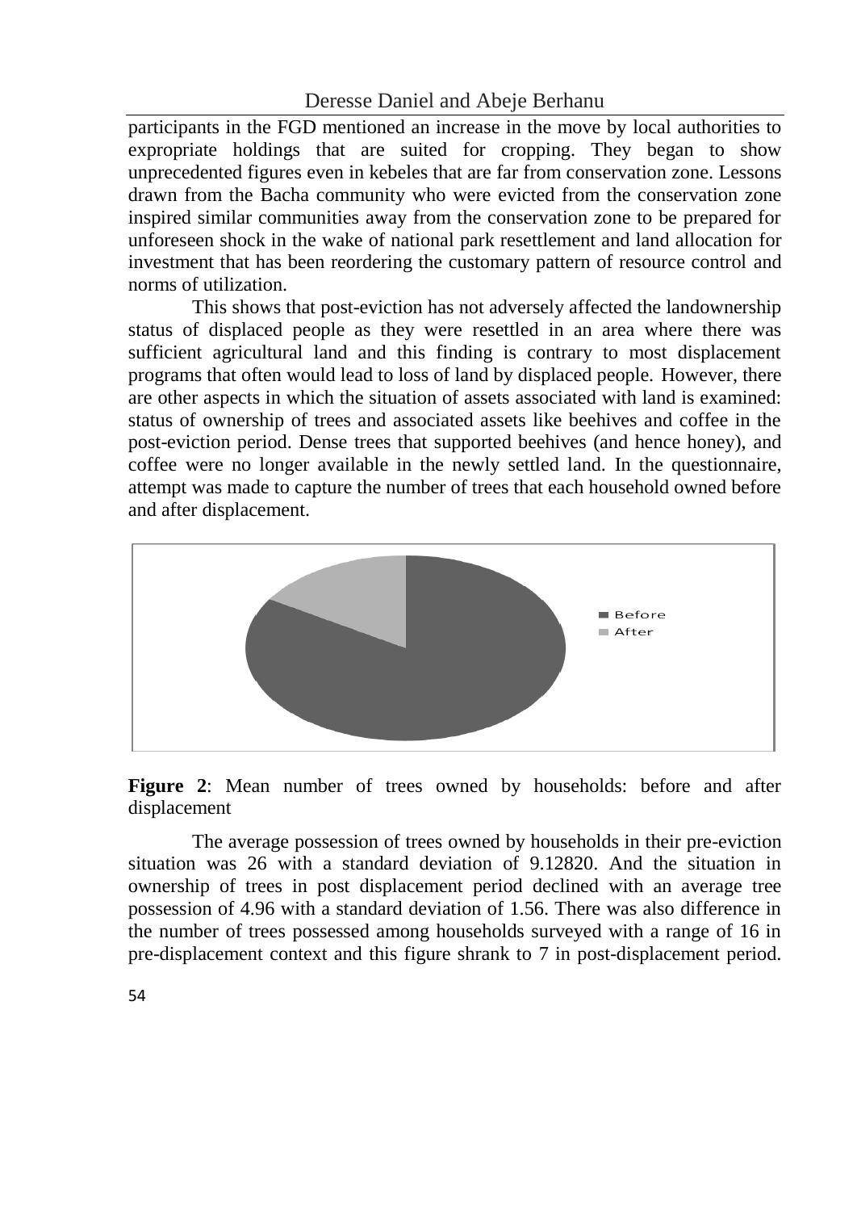participants in the FGD mentioned an increase in the move by local authorities to expropriate holdings that are suited for cropping. They began to show unprecedented figures even in kebeles that are far from conservation zone. Lessons drawn from the Bacha community who were evicted from the conservation zone inspired similar communities away from the conservation zone to be prepared for unforeseen shock in the wake of national park resettlement and land allocation for investment that has been reordering the customary pattern of resource control and norms of utilization.

This shows that post-eviction has not adversely affected the landownership status of displaced people as they were resettled in an area where there was sufficient agricultural land and this finding is contrary to most displacement programs that often would lead to loss of land by displaced people. However, there are other aspects in which the situation of assets associated with land is examined: status of ownership of trees and associated assets like beehives and coffee in the post-eviction period. Dense trees that supported beehives (and hence honey), and coffee were no longer available in the newly settled land. In the questionnaire, attempt was made to capture the number of trees that each household owned before and after displacement.

**Figure 2**: Mean number of trees owned by households: before and after displacement

The average possession of trees owned by households in their pre-eviction situation was 26 with a standard deviation of 9.12820. And the situation in ownership of trees in post displacement period declined with an average tree possession of 4.96 with a standard deviation of 1.56. There was also difference in the number of trees possessed among households surveyed with a range of 16 in pre-displacement context and this figure shrank to 7 in post-displacement period.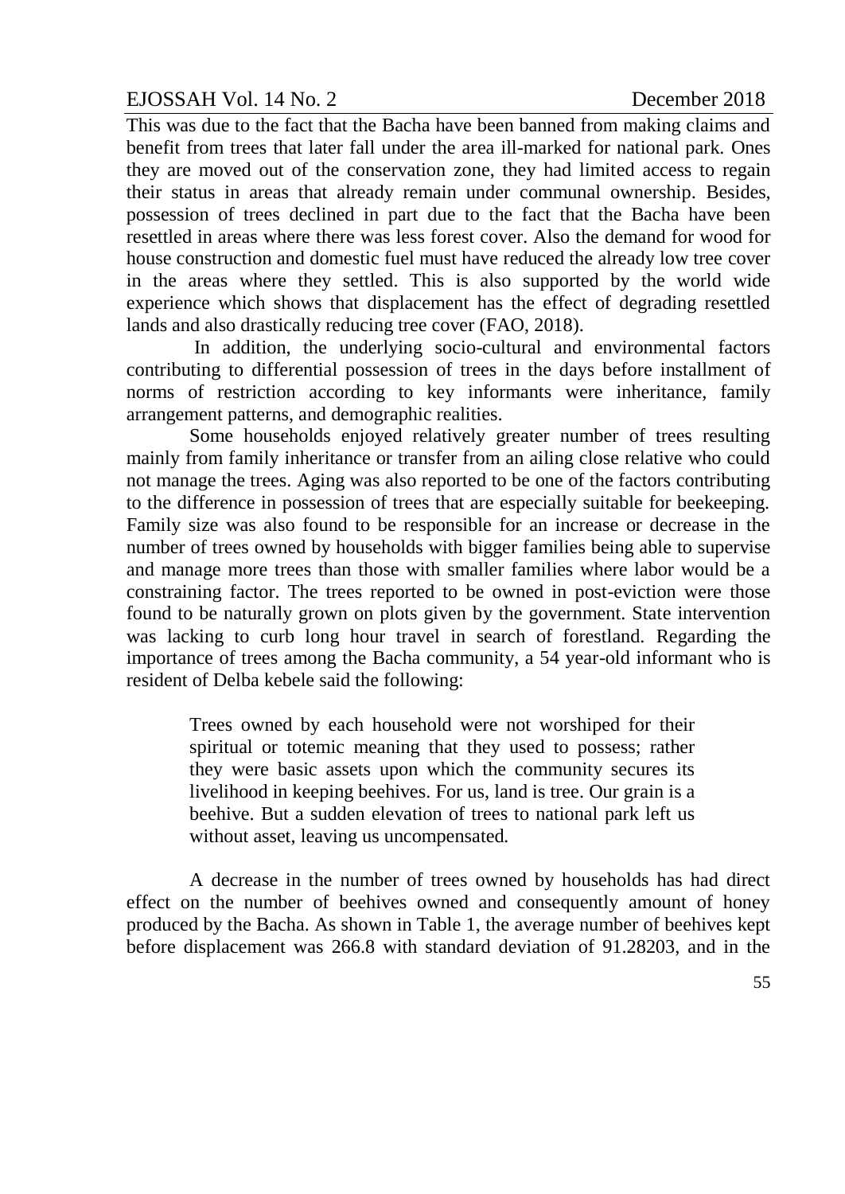This was due to the fact that the Bacha have been banned from making claims and benefit from trees that later fall under the area ill-marked for national park. Ones they are moved out of the conservation zone, they had limited access to regain their status in areas that already remain under communal ownership. Besides, possession of trees declined in part due to the fact that the Bacha have been resettled in areas where there was less forest cover. Also the demand for wood for house construction and domestic fuel must have reduced the already low tree cover in the areas where they settled. This is also supported by the world wide experience which shows that displacement has the effect of degrading resettled lands and also drastically reducing tree cover (FAO, 2018).

In addition, the underlying socio-cultural and environmental factors contributing to differential possession of trees in the days before installment of norms of restriction according to key informants were inheritance, family arrangement patterns, and demographic realities.

Some households enjoyed relatively greater number of trees resulting mainly from family inheritance or transfer from an ailing close relative who could not manage the trees. Aging was also reported to be one of the factors contributing to the difference in possession of trees that are especially suitable for beekeeping. Family size was also found to be responsible for an increase or decrease in the number of trees owned by households with bigger families being able to supervise and manage more trees than those with smaller families where labor would be a constraining factor. The trees reported to be owned in post-eviction were those found to be naturally grown on plots given by the government. State intervention was lacking to curb long hour travel in search of forestland. Regarding the importance of trees among the Bacha community, a 54 year-old informant who is resident of Delba kebele said the following:

> Trees owned by each household were not worshiped for their spiritual or totemic meaning that they used to possess; rather they were basic assets upon which the community secures its livelihood in keeping beehives. For us, land is tree. Our grain is a beehive. But a sudden elevation of trees to national park left us without asset, leaving us uncompensated.

A decrease in the number of trees owned by households has had direct effect on the number of beehives owned and consequently amount of honey produced by the Bacha. As shown in Table 1, the average number of beehives kept before displacement was 266.8 with standard deviation of 91.28203, and in the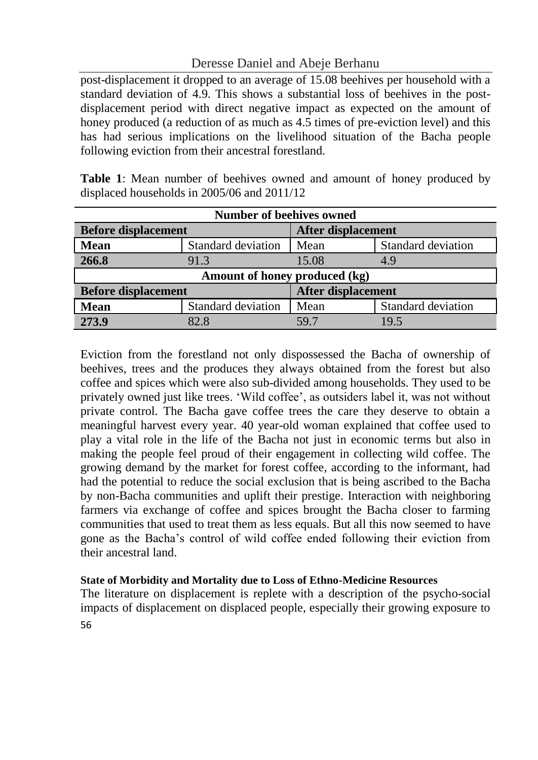post-displacement it dropped to an average of 15.08 beehives per household with a standard deviation of 4.9. This shows a substantial loss of beehives in the post-displacement period with direct negative impact as expected on the amount of honey produced (a reduction of as much as 4.5 times of pre-eviction level) and this has had serious implications on the livelihood situation of the Bacha people following eviction from their ancestral forestland.

**Table 1**: Mean number of beehives owned and amount of honey produced by displaced households in 2005/06 and 2011/12

| Number of beehives owned | | | |
|---|---|---|---|
| **Before displacement** | | **After displacement** | |
| **Mean** | Standard deviation | Mean | Standard deviation |
| **266.8** | 91.3 | 15.08 | 4.9 |
| **Amount of honey produced (kg)** | | | |
| **Before displacement** | | **After displacement** | |
| **Mean** | Standard deviation | Mean | Standard deviation |
| **273.9** | 82.8 | 59.7 | 19.5 |

Eviction from the forestland not only dispossessed the Bacha of ownership of beehives, trees and the produces they always obtained from the forest but also coffee and spices which were also sub-divided among households. They used to be privately owned just like trees. 'Wild coffee', as outsiders label it, was not without private control. The Bacha gave coffee trees the care they deserve to obtain a meaningful harvest every year. 40 year-old woman explained that coffee used to play a vital role in the life of the Bacha not just in economic terms but also in making the people feel proud of their engagement in collecting wild coffee. The growing demand by the market for forest coffee, according to the informant, had had the potential to reduce the social exclusion that is being ascribed to the Bacha by non-Bacha communities and uplift their prestige. Interaction with neighboring farmers via exchange of coffee and spices brought the Bacha closer to farming communities that used to treat them as less equals. But all this now seemed to have gone as the Bacha's control of wild coffee ended following their eviction from their ancestral land.

**State of Morbidity and Mortality due to Loss of Ethno-Medicine Resources**

The literature on displacement is replete with a description of the psycho-social impacts of displacement on displaced people, especially their growing exposure to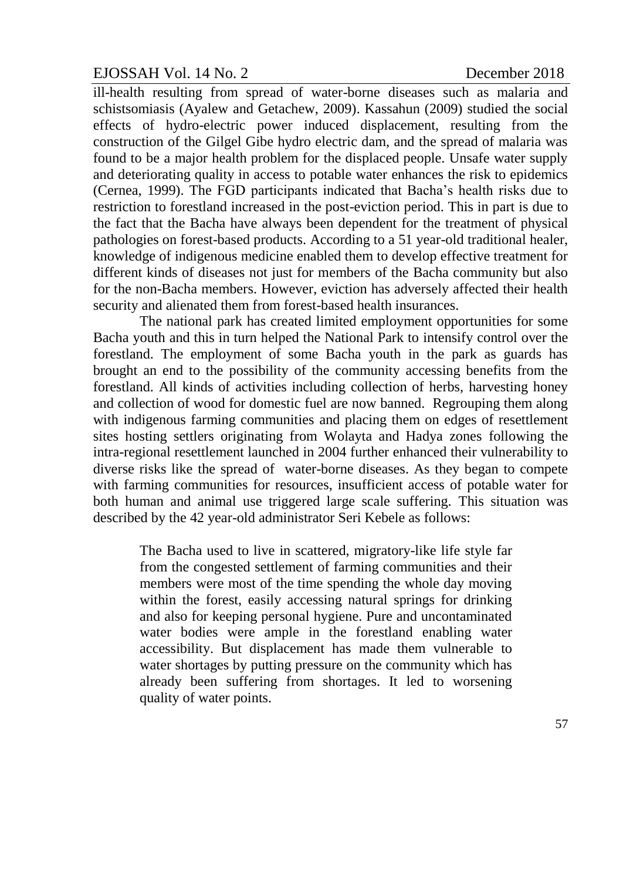ill-health resulting from spread of water-borne diseases such as malaria and schistsomiasis (Ayalew and Getachew, 2009). Kassahun (2009) studied the social effects of hydro-electric power induced displacement, resulting from the construction of the Gilgel Gibe hydro electric dam, and the spread of malaria was found to be a major health problem for the displaced people. Unsafe water supply and deteriorating quality in access to potable water enhances the risk to epidemics (Cernea, 1999). The FGD participants indicated that Bacha's health risks due to restriction to forestland increased in the post-eviction period. This in part is due to the fact that the Bacha have always been dependent for the treatment of physical pathologies on forest-based products. According to a 51 year-old traditional healer, knowledge of indigenous medicine enabled them to develop effective treatment for different kinds of diseases not just for members of the Bacha community but also for the non-Bacha members. However, eviction has adversely affected their health security and alienated them from forest-based health insurances.

The national park has created limited employment opportunities for some Bacha youth and this in turn helped the National Park to intensify control over the forestland. The employment of some Bacha youth in the park as guards has brought an end to the possibility of the community accessing benefits from the forestland. All kinds of activities including collection of herbs, harvesting honey and collection of wood for domestic fuel are now banned. Regrouping them along with indigenous farming communities and placing them on edges of resettlement sites hosting settlers originating from Wolayta and Hadya zones following the intra-regional resettlement launched in 2004 further enhanced their vulnerability to diverse risks like the spread of water-borne diseases. As they began to compete with farming communities for resources, insufficient access of potable water for both human and animal use triggered large scale suffering. This situation was described by the 42 year-old administrator Seri Kebele as follows:

> The Bacha used to live in scattered, migratory-like life style far from the congested settlement of farming communities and their members were most of the time spending the whole day moving within the forest, easily accessing natural springs for drinking and also for keeping personal hygiene. Pure and uncontaminated water bodies were ample in the forestland enabling water accessibility. But displacement has made them vulnerable to water shortages by putting pressure on the community which has already been suffering from shortages. It led to worsening quality of water points.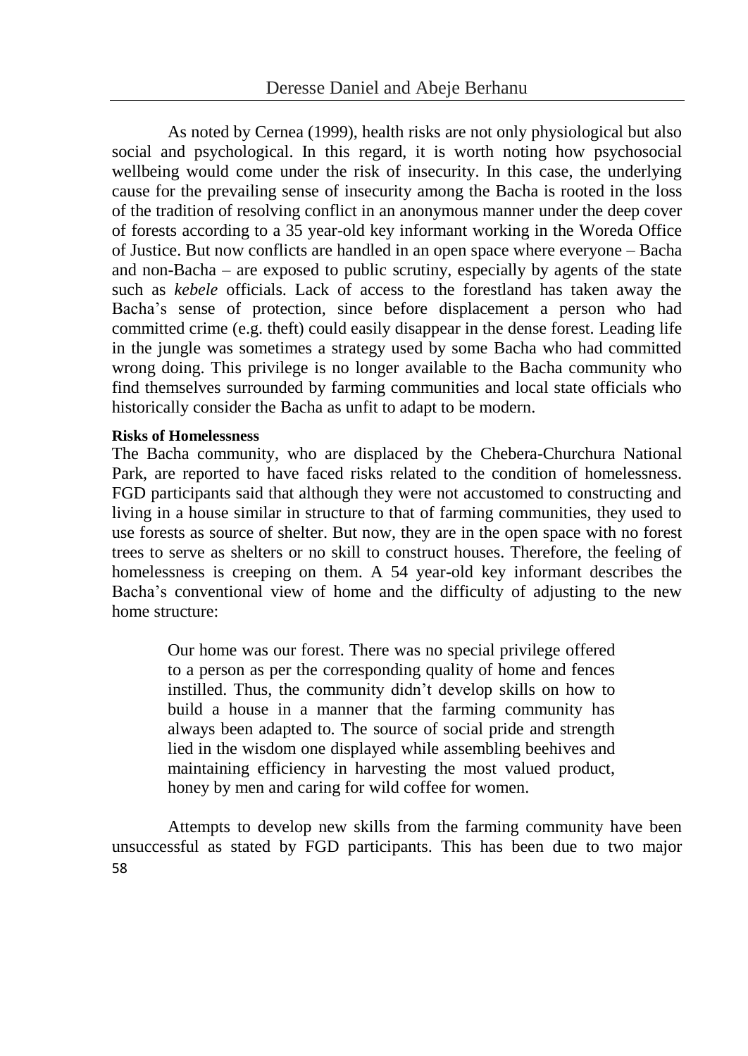As noted by Cernea (1999), health risks are not only physiological but also social and psychological. In this regard, it is worth noting how psychosocial wellbeing would come under the risk of insecurity. In this case, the underlying cause for the prevailing sense of insecurity among the Bacha is rooted in the loss of the tradition of resolving conflict in an anonymous manner under the deep cover of forests according to a 35 year-old key informant working in the Woreda Office of Justice. But now conflicts are handled in an open space where everyone – Bacha and non-Bacha – are exposed to public scrutiny, especially by agents of the state such as *kebele* officials. Lack of access to the forestland has taken away the Bacha's sense of protection, since before displacement a person who had committed crime (e.g. theft) could easily disappear in the dense forest. Leading life in the jungle was sometimes a strategy used by some Bacha who had committed wrong doing. This privilege is no longer available to the Bacha community who find themselves surrounded by farming communities and local state officials who historically consider the Bacha as unfit to adapt to be modern.

**Risks of Homelessness**

The Bacha community, who are displaced by the Chebera-Churchura National Park, are reported to have faced risks related to the condition of homelessness. FGD participants said that although they were not accustomed to constructing and living in a house similar in structure to that of farming communities, they used to use forests as source of shelter. But now, they are in the open space with no forest trees to serve as shelters or no skill to construct houses. Therefore, the feeling of homelessness is creeping on them. A 54 year-old key informant describes the Bacha's conventional view of home and the difficulty of adjusting to the new home structure:

> Our home was our forest. There was no special privilege offered to a person as per the corresponding quality of home and fences instilled. Thus, the community didn't develop skills on how to build a house in a manner that the farming community has always been adapted to. The source of social pride and strength lied in the wisdom one displayed while assembling beehives and maintaining efficiency in harvesting the most valued product, honey by men and caring for wild coffee for women.

Attempts to develop new skills from the farming community have been unsuccessful as stated by FGD participants. This has been due to two major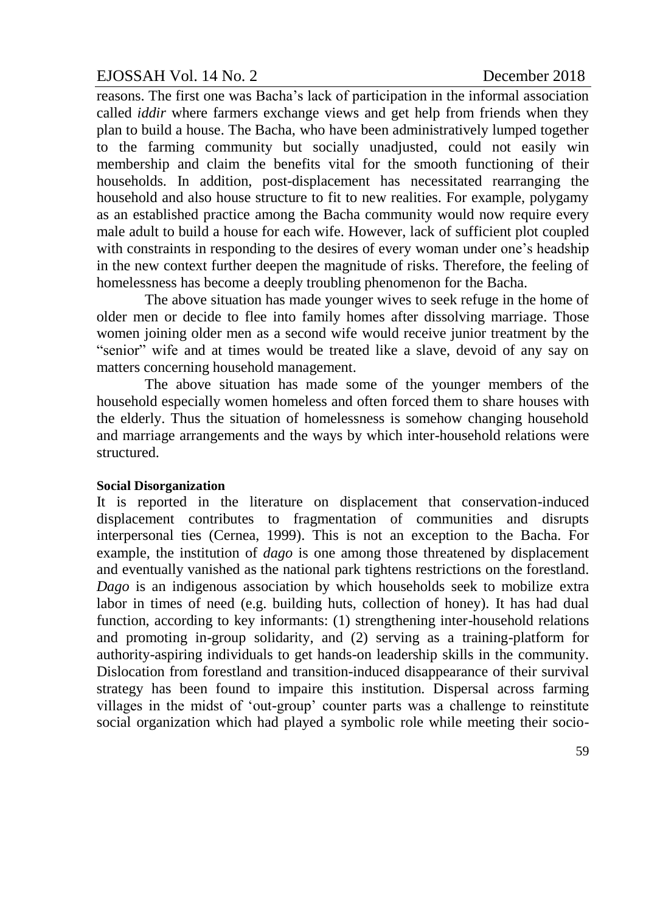reasons. The first one was Bacha's lack of participation in the informal association called *iddir* where farmers exchange views and get help from friends when they plan to build a house. The Bacha, who have been administratively lumped together to the farming community but socially unadjusted, could not easily win membership and claim the benefits vital for the smooth functioning of their households. In addition, post-displacement has necessitated rearranging the household and also house structure to fit to new realities. For example, polygamy as an established practice among the Bacha community would now require every male adult to build a house for each wife. However, lack of sufficient plot coupled with constraints in responding to the desires of every woman under one's headship in the new context further deepen the magnitude of risks. Therefore, the feeling of homelessness has become a deeply troubling phenomenon for the Bacha.

The above situation has made younger wives to seek refuge in the home of older men or decide to flee into family homes after dissolving marriage. Those women joining older men as a second wife would receive junior treatment by the "senior" wife and at times would be treated like a slave, devoid of any say on matters concerning household management.

The above situation has made some of the younger members of the household especially women homeless and often forced them to share houses with the elderly. Thus the situation of homelessness is somehow changing household and marriage arrangements and the ways by which inter-household relations were structured.

#### Social Disorganization

It is reported in the literature on displacement that conservation-induced displacement contributes to fragmentation of communities and disrupts interpersonal ties (Cernea, 1999). This is not an exception to the Bacha. For example, the institution of *dago* is one among those threatened by displacement and eventually vanished as the national park tightens restrictions on the forestland. *Dago* is an indigenous association by which households seek to mobilize extra labor in times of need (e.g. building huts, collection of honey). It has had dual function, according to key informants: (1) strengthening inter-household relations and promoting in-group solidarity, and (2) serving as a training-platform for authority-aspiring individuals to get hands-on leadership skills in the community. Dislocation from forestland and transition-induced disappearance of their survival strategy has been found to impaire this institution. Dispersal across farming villages in the midst of 'out-group' counter parts was a challenge to reinstitute social organization which had played a symbolic role while meeting their socio-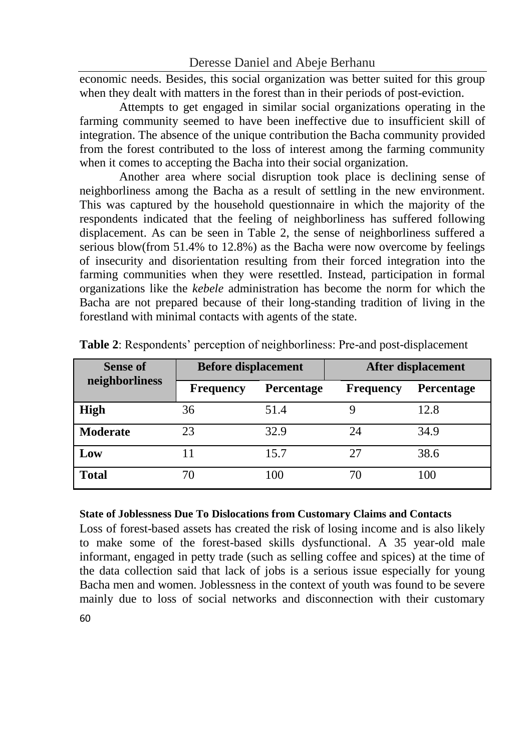economic needs. Besides, this social organization was better suited for this group when they dealt with matters in the forest than in their periods of post-eviction.

Attempts to get engaged in similar social organizations operating in the farming community seemed to have been ineffective due to insufficient skill of integration. The absence of the unique contribution the Bacha community provided from the forest contributed to the loss of interest among the farming community when it comes to accepting the Bacha into their social organization.

Another area where social disruption took place is declining sense of neighborliness among the Bacha as a result of settling in the new environment. This was captured by the household questionnaire in which the majority of the respondents indicated that the feeling of neighborliness has suffered following displacement. As can be seen in Table 2, the sense of neighborliness suffered a serious blow(from 51.4% to 12.8%) as the Bacha were now overcome by feelings of insecurity and disorientation resulting from their forced integration into the farming communities when they were resettled. Instead, participation in formal organizations like the *kebele* administration has become the norm for which the Bacha are not prepared because of their long-standing tradition of living in the forestland with minimal contacts with agents of the state.

**Table 2**: Respondents' perception of neighborliness: Pre-and post-displacement

| Sense of neighborliness | Before displacement | | After displacement | |
|---|---|---|---|---|
| | Frequency | Percentage | Frequency | Percentage |
| **High** | 36 | 51.4 | 9 | 12.8 |
| **Moderate** | 23 | 32.9 | 24 | 34.9 |
| **Low** | 11 | 15.7 | 27 | 38.6 |
| **Total** | 70 | 100 | 70 | 100 |

#### State of Joblessness Due To Dislocations from Customary Claims and Contacts

Loss of forest-based assets has created the risk of losing income and is also likely to make some of the forest-based skills dysfunctional. A 35 year-old male informant, engaged in petty trade (such as selling coffee and spices) at the time of the data collection said that lack of jobs is a serious issue especially for young Bacha men and women. Joblessness in the context of youth was found to be severe mainly due to loss of social networks and disconnection with their customary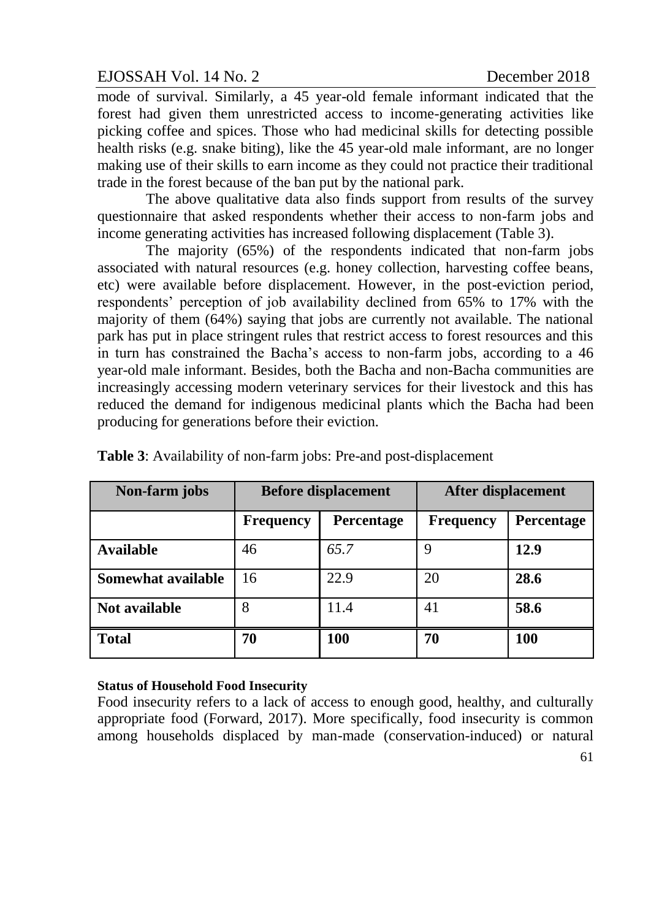mode of survival. Similarly, a 45 year-old female informant indicated that the forest had given them unrestricted access to income-generating activities like picking coffee and spices. Those who had medicinal skills for detecting possible health risks (e.g. snake biting), like the 45 year-old male informant, are no longer making use of their skills to earn income as they could not practice their traditional trade in the forest because of the ban put by the national park.

The above qualitative data also finds support from results of the survey questionnaire that asked respondents whether their access to non-farm jobs and income generating activities has increased following displacement (Table 3).

The majority (65%) of the respondents indicated that non-farm jobs associated with natural resources (e.g. honey collection, harvesting coffee beans, etc) were available before displacement. However, in the post-eviction period, respondents' perception of job availability declined from 65% to 17% with the majority of them (64%) saying that jobs are currently not available. The national park has put in place stringent rules that restrict access to forest resources and this in turn has constrained the Bacha's access to non-farm jobs, according to a 46 year-old male informant. Besides, both the Bacha and non-Bacha communities are increasingly accessing modern veterinary services for their livestock and this has reduced the demand for indigenous medicinal plants which the Bacha had been producing for generations before their eviction.

**Table 3**: Availability of non-farm jobs: Pre-and post-displacement

| Non-farm jobs | Before displacement | | After displacement | |
|---|---|---|---|---|
| | **Frequency** | **Percentage** | **Frequency** | **Percentage** |
| **Available** | 46 | *65.7* | 9 | **12.9** |
| **Somewhat available** | 16 | 22.9 | 20 | **28.6** |
| **Not available** | 8 | 11.4 | 41 | **58.6** |
| **Total** | **70** | **100** | **70** | **100** |

#### Status of Household Food Insecurity

Food insecurity refers to a lack of access to enough good, healthy, and culturally appropriate food (Forward, 2017). More specifically, food insecurity is common among households displaced by man-made (conservation-induced) or natural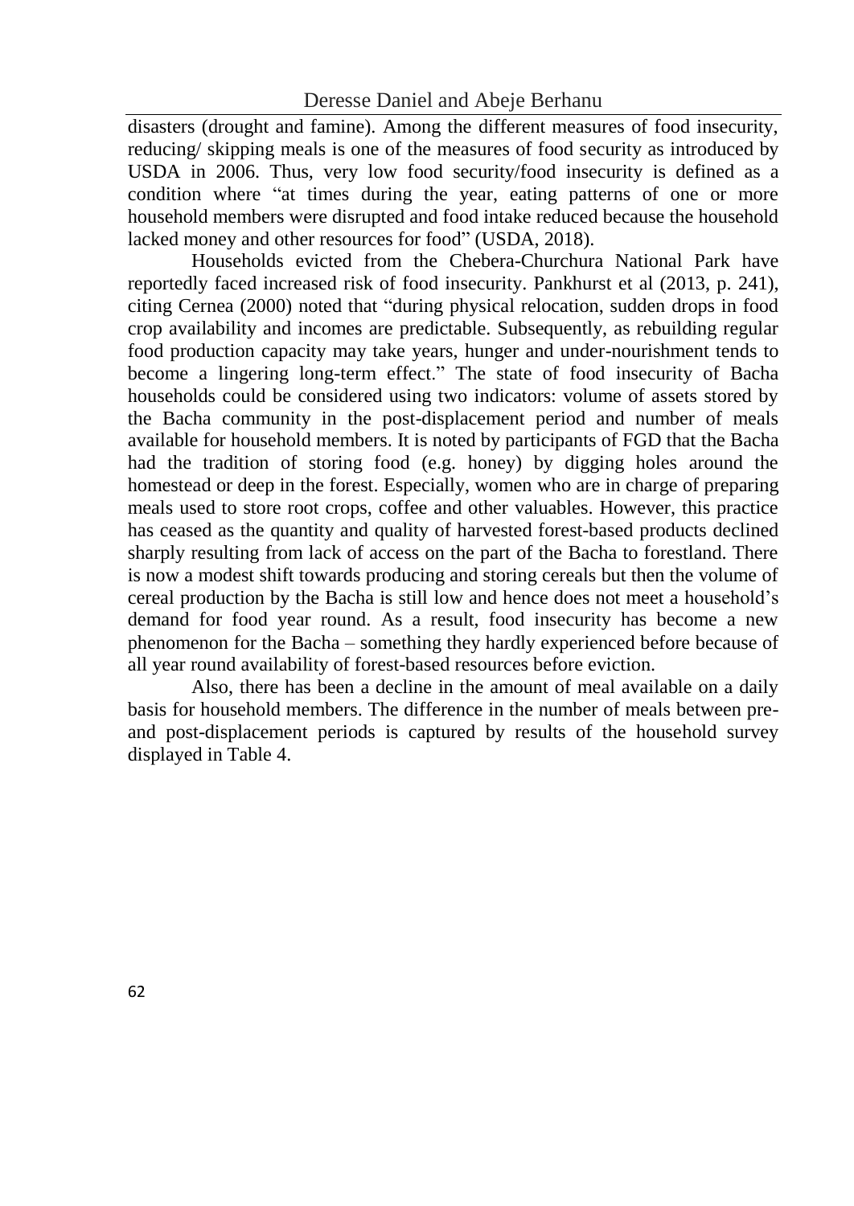disasters (drought and famine). Among the different measures of food insecurity, reducing/ skipping meals is one of the measures of food security as introduced by USDA in 2006. Thus, very low food security/food insecurity is defined as a condition where "at times during the year, eating patterns of one or more household members were disrupted and food intake reduced because the household lacked money and other resources for food" (USDA, 2018).

Households evicted from the Chebera-Churchura National Park have reportedly faced increased risk of food insecurity. Pankhurst et al (2013, p. 241), citing Cernea (2000) noted that "during physical relocation, sudden drops in food crop availability and incomes are predictable. Subsequently, as rebuilding regular food production capacity may take years, hunger and under-nourishment tends to become a lingering long-term effect." The state of food insecurity of Bacha households could be considered using two indicators: volume of assets stored by the Bacha community in the post-displacement period and number of meals available for household members. It is noted by participants of FGD that the Bacha had the tradition of storing food (e.g. honey) by digging holes around the homestead or deep in the forest. Especially, women who are in charge of preparing meals used to store root crops, coffee and other valuables. However, this practice has ceased as the quantity and quality of harvested forest-based products declined sharply resulting from lack of access on the part of the Bacha to forestland. There is now a modest shift towards producing and storing cereals but then the volume of cereal production by the Bacha is still low and hence does not meet a household's demand for food year round. As a result, food insecurity has become a new phenomenon for the Bacha – something they hardly experienced before because of all year round availability of forest-based resources before eviction.

Also, there has been a decline in the amount of meal available on a daily basis for household members. The difference in the number of meals between pre- and post-displacement periods is captured by results of the household survey displayed in Table 4.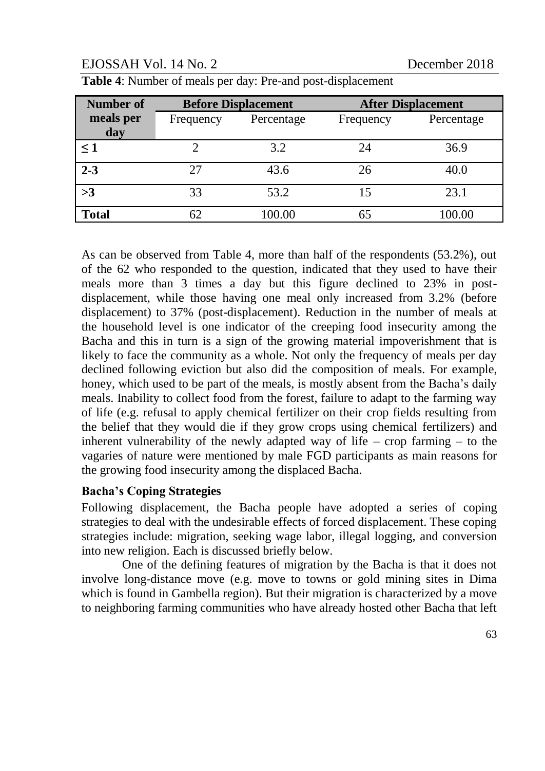**Table 4**: Number of meals per day: Pre-and post-displacement

| Number of meals per day | Before Displacement | | After Displacement | |
|---|---|---|---|---|
| | Frequency | Percentage | Frequency | Percentage |
| **≤ 1** | 2 | 3.2 | 24 | 36.9 |
| **2-3** | 27 | 43.6 | 26 | 40.0 |
| **>3** | 33 | 53.2 | 15 | 23.1 |
| **Total** | 62 | 100.00 | 65 | 100.00 |

As can be observed from Table 4, more than half of the respondents (53.2%), out of the 62 who responded to the question, indicated that they used to have their meals more than 3 times a day but this figure declined to 23% in post-displacement, while those having one meal only increased from 3.2% (before displacement) to 37% (post-displacement). Reduction in the number of meals at the household level is one indicator of the creeping food insecurity among the Bacha and this in turn is a sign of the growing material impoverishment that is likely to face the community as a whole. Not only the frequency of meals per day declined following eviction but also did the composition of meals. For example, honey, which used to be part of the meals, is mostly absent from the Bacha's daily meals. Inability to collect food from the forest, failure to adapt to the farming way of life (e.g. refusal to apply chemical fertilizer on their crop fields resulting from the belief that they would die if they grow crops using chemical fertilizers) and inherent vulnerability of the newly adapted way of life – crop farming – to the vagaries of nature were mentioned by male FGD participants as main reasons for the growing food insecurity among the displaced Bacha.

### Bacha's Coping Strategies

Following displacement, the Bacha people have adopted a series of coping strategies to deal with the undesirable effects of forced displacement. These coping strategies include: migration, seeking wage labor, illegal logging, and conversion into new religion. Each is discussed briefly below.

One of the defining features of migration by the Bacha is that it does not involve long-distance move (e.g. move to towns or gold mining sites in Dima which is found in Gambella region). But their migration is characterized by a move to neighboring farming communities who have already hosted other Bacha that left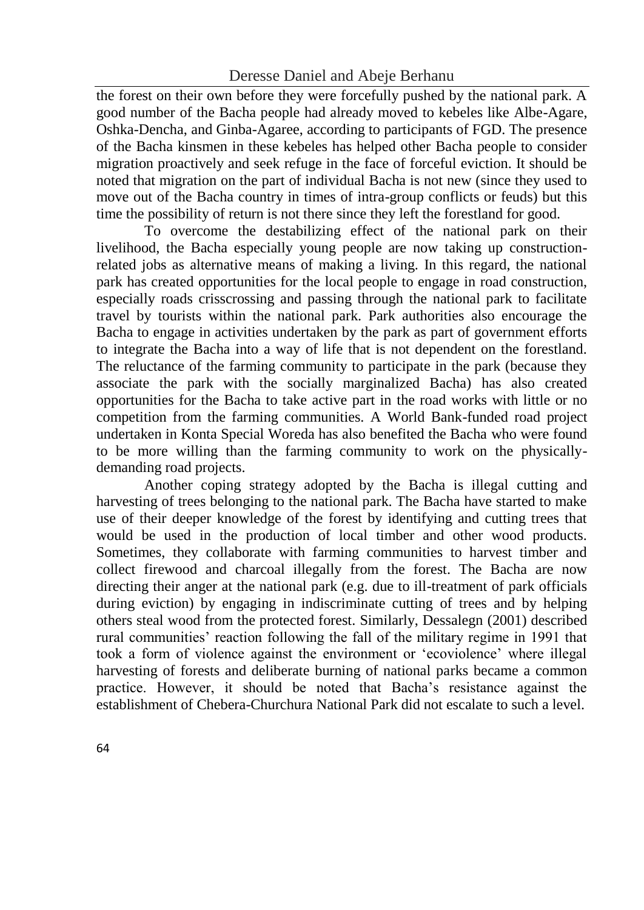the forest on their own before they were forcefully pushed by the national park. A good number of the Bacha people had already moved to kebeles like Albe-Agare, Oshka-Dencha, and Ginba-Agaree, according to participants of FGD. The presence of the Bacha kinsmen in these kebeles has helped other Bacha people to consider migration proactively and seek refuge in the face of forceful eviction. It should be noted that migration on the part of individual Bacha is not new (since they used to move out of the Bacha country in times of intra-group conflicts or feuds) but this time the possibility of return is not there since they left the forestland for good.

To overcome the destabilizing effect of the national park on their livelihood, the Bacha especially young people are now taking up construction-related jobs as alternative means of making a living. In this regard, the national park has created opportunities for the local people to engage in road construction, especially roads crisscrossing and passing through the national park to facilitate travel by tourists within the national park. Park authorities also encourage the Bacha to engage in activities undertaken by the park as part of government efforts to integrate the Bacha into a way of life that is not dependent on the forestland. The reluctance of the farming community to participate in the park (because they associate the park with the socially marginalized Bacha) has also created opportunities for the Bacha to take active part in the road works with little or no competition from the farming communities. A World Bank-funded road project undertaken in Konta Special Woreda has also benefited the Bacha who were found to be more willing than the farming community to work on the physically-demanding road projects.

Another coping strategy adopted by the Bacha is illegal cutting and harvesting of trees belonging to the national park. The Bacha have started to make use of their deeper knowledge of the forest by identifying and cutting trees that would be used in the production of local timber and other wood products. Sometimes, they collaborate with farming communities to harvest timber and collect firewood and charcoal illegally from the forest. The Bacha are now directing their anger at the national park (e.g. due to ill-treatment of park officials during eviction) by engaging in indiscriminate cutting of trees and by helping others steal wood from the protected forest. Similarly, Dessalegn (2001) described rural communities' reaction following the fall of the military regime in 1991 that took a form of violence against the environment or 'ecoviolence' where illegal harvesting of forests and deliberate burning of national parks became a common practice. However, it should be noted that Bacha's resistance against the establishment of Chebera-Churchura National Park did not escalate to such a level.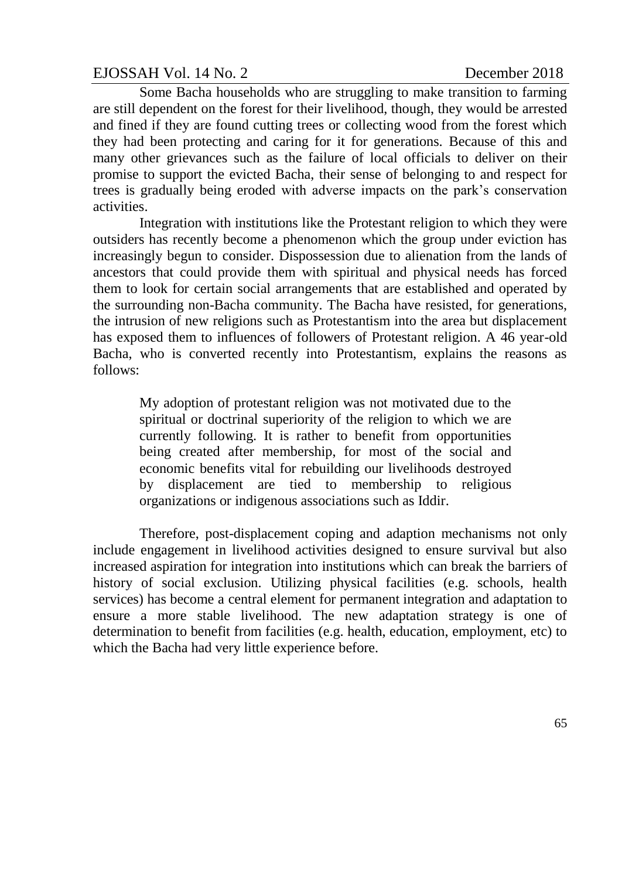Some Bacha households who are struggling to make transition to farming are still dependent on the forest for their livelihood, though, they would be arrested and fined if they are found cutting trees or collecting wood from the forest which they had been protecting and caring for it for generations. Because of this and many other grievances such as the failure of local officials to deliver on their promise to support the evicted Bacha, their sense of belonging to and respect for trees is gradually being eroded with adverse impacts on the park's conservation activities.

Integration with institutions like the Protestant religion to which they were outsiders has recently become a phenomenon which the group under eviction has increasingly begun to consider. Dispossession due to alienation from the lands of ancestors that could provide them with spiritual and physical needs has forced them to look for certain social arrangements that are established and operated by the surrounding non-Bacha community. The Bacha have resisted, for generations, the intrusion of new religions such as Protestantism into the area but displacement has exposed them to influences of followers of Protestant religion. A 46 year-old Bacha, who is converted recently into Protestantism, explains the reasons as follows:

> My adoption of protestant religion was not motivated due to the spiritual or doctrinal superiority of the religion to which we are currently following. It is rather to benefit from opportunities being created after membership, for most of the social and economic benefits vital for rebuilding our livelihoods destroyed by displacement are tied to membership to religious organizations or indigenous associations such as Iddir.

Therefore, post-displacement coping and adaption mechanisms not only include engagement in livelihood activities designed to ensure survival but also increased aspiration for integration into institutions which can break the barriers of history of social exclusion. Utilizing physical facilities (e.g. schools, health services) has become a central element for permanent integration and adaptation to ensure a more stable livelihood. The new adaptation strategy is one of determination to benefit from facilities (e.g. health, education, employment, etc) to which the Bacha had very little experience before.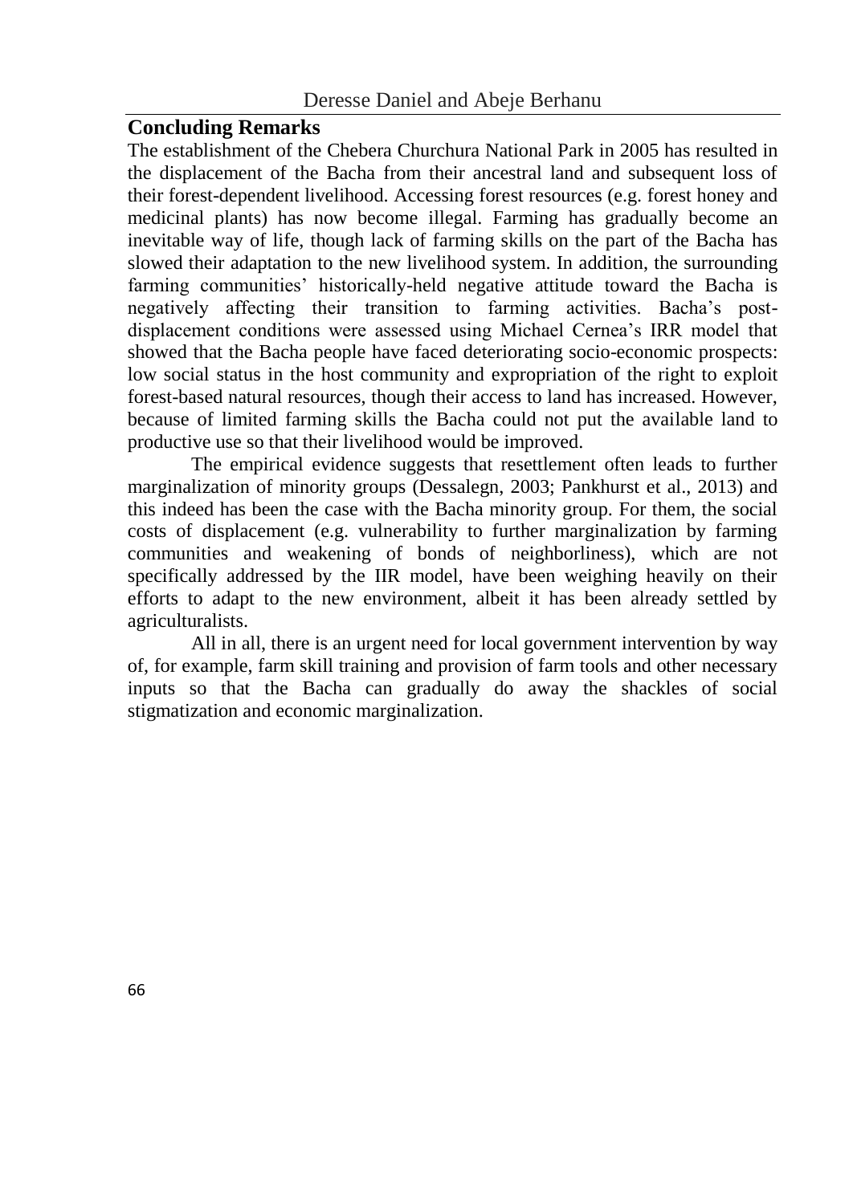## Concluding Remarks

The establishment of the Chebera Churchura National Park in 2005 has resulted in the displacement of the Bacha from their ancestral land and subsequent loss of their forest-dependent livelihood. Accessing forest resources (e.g. forest honey and medicinal plants) has now become illegal. Farming has gradually become an inevitable way of life, though lack of farming skills on the part of the Bacha has slowed their adaptation to the new livelihood system. In addition, the surrounding farming communities' historically-held negative attitude toward the Bacha is negatively affecting their transition to farming activities. Bacha's post-displacement conditions were assessed using Michael Cernea's IRR model that showed that the Bacha people have faced deteriorating socio-economic prospects: low social status in the host community and expropriation of the right to exploit forest-based natural resources, though their access to land has increased. However, because of limited farming skills the Bacha could not put the available land to productive use so that their livelihood would be improved.

The empirical evidence suggests that resettlement often leads to further marginalization of minority groups (Dessalegn, 2003; Pankhurst et al., 2013) and this indeed has been the case with the Bacha minority group. For them, the social costs of displacement (e.g. vulnerability to further marginalization by farming communities and weakening of bonds of neighborliness), which are not specifically addressed by the IIR model, have been weighing heavily on their efforts to adapt to the new environment, albeit it has been already settled by agriculturalists.

All in all, there is an urgent need for local government intervention by way of, for example, farm skill training and provision of farm tools and other necessary inputs so that the Bacha can gradually do away the shackles of social stigmatization and economic marginalization.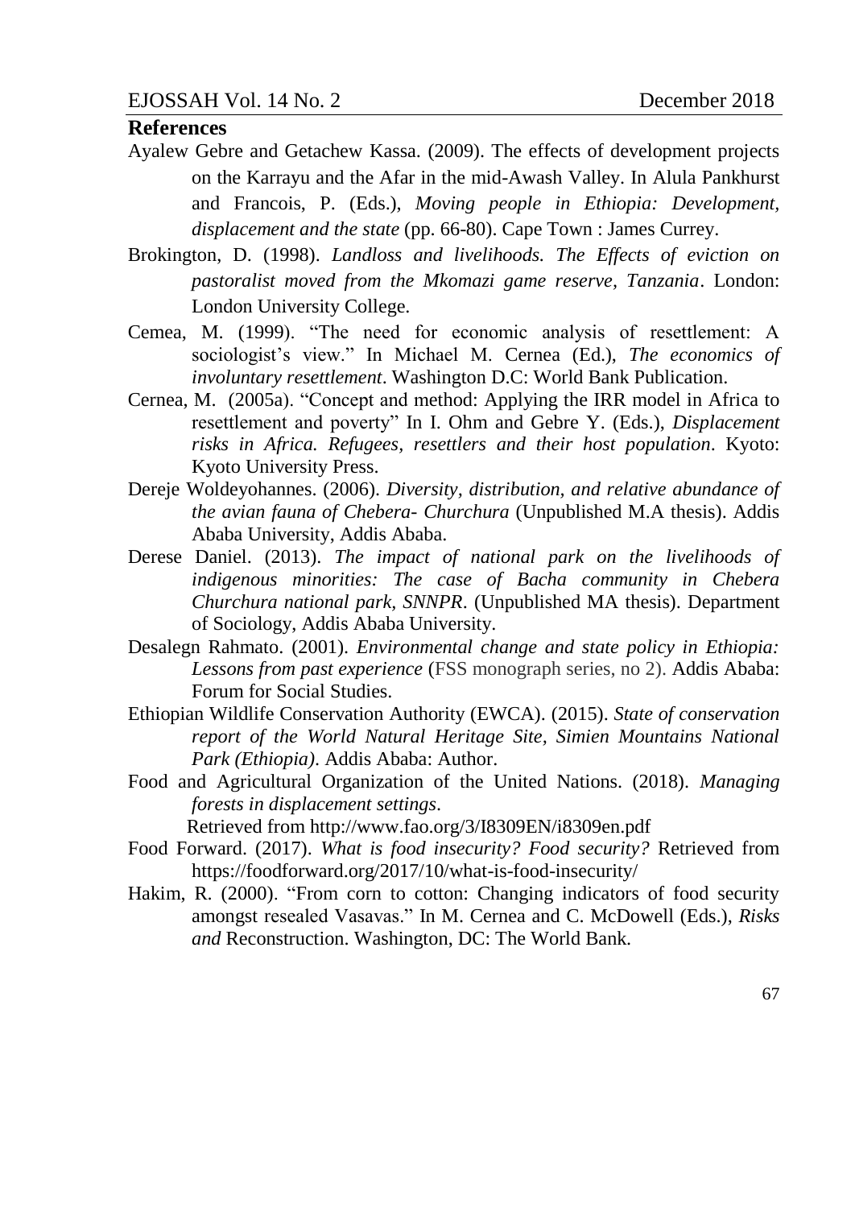## References

Ayalew Gebre and Getachew Kassa. (2009). The effects of development projects on the Karrayu and the Afar in the mid-Awash Valley. In Alula Pankhurst and Francois, P. (Eds.), *Moving people in Ethiopia: Development, displacement and the state* (pp. 66-80). Cape Town : James Currey.

Brokington, D. (1998). *Landloss and livelihoods. The Effects of eviction on pastoralist moved from the Mkomazi game reserve, Tanzania*. London: London University College.

Cemea, M. (1999). "The need for economic analysis of resettlement: A sociologist's view." In Michael M. Cernea (Ed.), *The economics of involuntary resettlement*. Washington D.C: World Bank Publication.

Cernea, M. (2005a). "Concept and method: Applying the IRR model in Africa to resettlement and poverty" In I. Ohm and Gebre Y. (Eds.), *Displacement risks in Africa. Refugees, resettlers and their host population*. Kyoto: Kyoto University Press.

Dereje Woldeyohannes. (2006). *Diversity, distribution, and relative abundance of the avian fauna of Chebera- Churchura* (Unpublished M.A thesis). Addis Ababa University, Addis Ababa.

Derese Daniel. (2013). *The impact of national park on the livelihoods of indigenous minorities: The case of Bacha community in Chebera Churchura national park, SNNPR*. (Unpublished MA thesis). Department of Sociology, Addis Ababa University.

Desalegn Rahmato. (2001). *Environmental change and state policy in Ethiopia: Lessons from past experience* (FSS monograph series, no 2). Addis Ababa: Forum for Social Studies.

Ethiopian Wildlife Conservation Authority (EWCA). (2015). *State of conservation report of the World Natural Heritage Site, Simien Mountains National Park (Ethiopia)*. Addis Ababa: Author.

Food and Agricultural Organization of the United Nations. (2018). *Managing forests in displacement settings*. Retrieved from http://www.fao.org/3/I8309EN/i8309en.pdf

Food Forward. (2017). *What is food insecurity? Food security?* Retrieved from https://foodforward.org/2017/10/what-is-food-insecurity/

Hakim, R. (2000). "From corn to cotton: Changing indicators of food security amongst resealed Vasavas." In M. Cernea and C. McDowell (Eds.), *Risks and* Reconstruction. Washington, DC: The World Bank.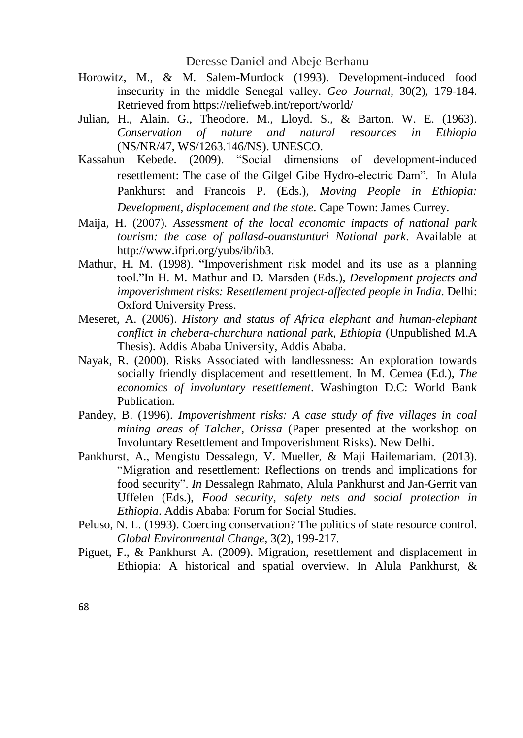Horowitz, M., & M. Salem-Murdock (1993). Development-induced food insecurity in the middle Senegal valley. *Geo Journal*, 30(2), 179-184. Retrieved from https://reliefweb.int/report/world/

Julian, H., Alain. G., Theodore. M., Lloyd. S., & Barton. W. E. (1963). *Conservation of nature and natural resources in Ethiopia* (NS/NR/47, WS/1263.146/NS). UNESCO.

Kassahun Kebede. (2009). "Social dimensions of development-induced resettlement: The case of the Gilgel Gibe Hydro-electric Dam". In Alula Pankhurst and Francois P. (Eds.), *Moving People in Ethiopia: Development, displacement and the state*. Cape Town: James Currey.

Maija, H. (2007). *Assessment of the local economic impacts of national park tourism: the case of pallasd-ouanstunturi National park*. Available at http://www.ifpri.org/yubs/ib/ib3.

Mathur, H. M. (1998). "Impoverishment risk model and its use as a planning tool."In H. M. Mathur and D. Marsden (Eds.), *Development projects and impoverishment risks: Resettlement project-affected people in India*. Delhi: Oxford University Press.

Meseret, A. (2006). *History and status of Africa elephant and human-elephant conflict in chebera-churchura national park, Ethiopia* (Unpublished M.A Thesis). Addis Ababa University, Addis Ababa.

Nayak, R. (2000). Risks Associated with landlessness: An exploration towards socially friendly displacement and resettlement. In M. Cemea (Ed.), *The economics of involuntary resettlement*. Washington D.C: World Bank Publication.

Pandey, B. (1996). *Impoverishment risks: A case study of five villages in coal mining areas of Talcher, Orissa* (Paper presented at the workshop on Involuntary Resettlement and Impoverishment Risks). New Delhi.

Pankhurst, A., Mengistu Dessalegn, V. Mueller, & Maji Hailemariam. (2013). "Migration and resettlement: Reflections on trends and implications for food security". *In* Dessalegn Rahmato, Alula Pankhurst and Jan-Gerrit van Uffelen (Eds.), *Food security, safety nets and social protection in Ethiopia*. Addis Ababa: Forum for Social Studies.

Peluso, N. L. (1993). Coercing conservation? The politics of state resource control. *Global Environmental Change*, 3(2), 199-217.

Piguet, F., & Pankhurst A. (2009). Migration, resettlement and displacement in Ethiopia: A historical and spatial overview. In Alula Pankhurst, &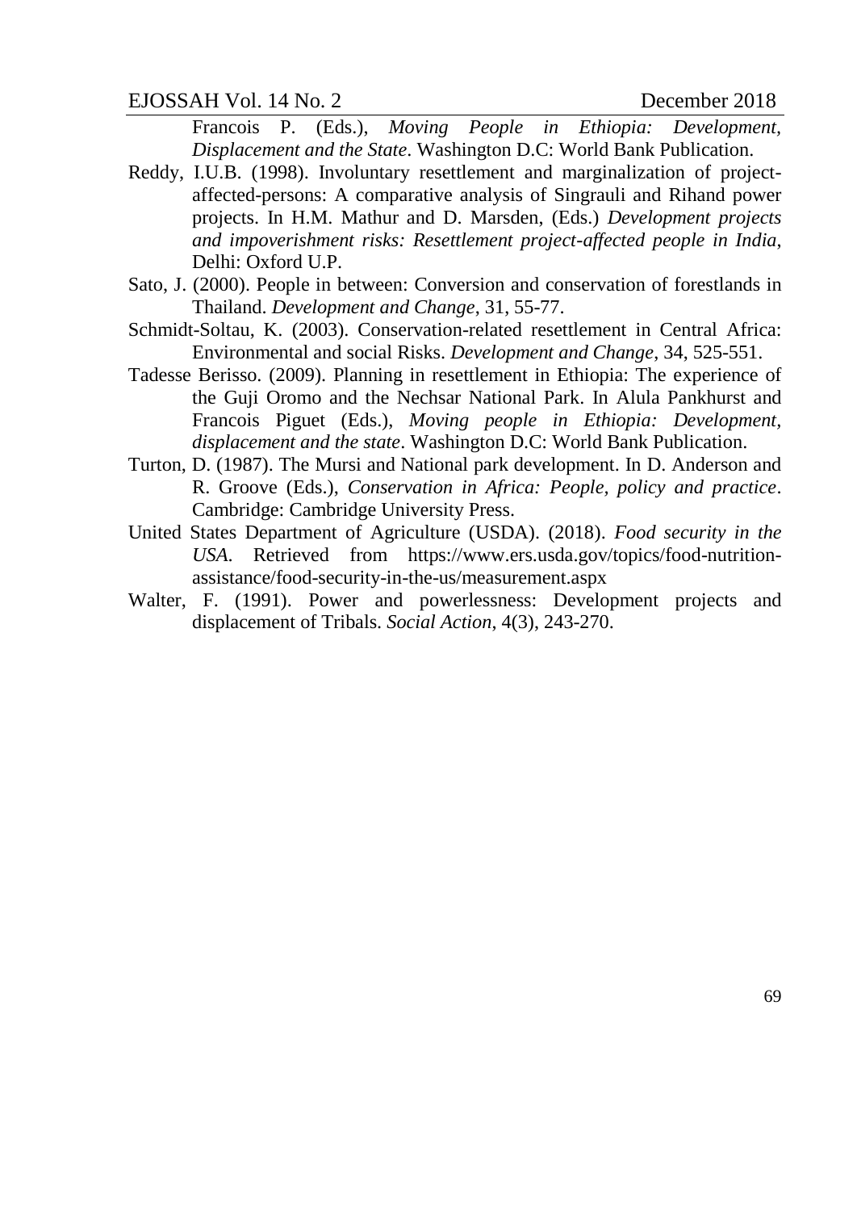Francois P. (Eds.), *Moving People in Ethiopia: Development, Displacement and the State*. Washington D.C: World Bank Publication.

Reddy, I.U.B. (1998). Involuntary resettlement and marginalization of project-affected-persons: A comparative analysis of Singrauli and Rihand power projects. In H.M. Mathur and D. Marsden, (Eds.) *Development projects and impoverishment risks: Resettlement project-affected people in India*, Delhi: Oxford U.P.

Sato, J. (2000). People in between: Conversion and conservation of forestlands in Thailand. *Development and Change*, 31, 55-77.

Schmidt-Soltau, K. (2003). Conservation-related resettlement in Central Africa: Environmental and social Risks. *Development and Change*, 34, 525-551.

Tadesse Berisso. (2009). Planning in resettlement in Ethiopia: The experience of the Guji Oromo and the Nechsar National Park. In Alula Pankhurst and Francois Piguet (Eds.), *Moving people in Ethiopia: Development, displacement and the state*. Washington D.C: World Bank Publication.

Turton, D. (1987). The Mursi and National park development. In D. Anderson and R. Groove (Eds.), *Conservation in Africa: People, policy and practice*. Cambridge: Cambridge University Press.

United States Department of Agriculture (USDA). (2018). *Food security in the USA.* Retrieved from https://www.ers.usda.gov/topics/food-nutrition-assistance/food-security-in-the-us/measurement.aspx

Walter, F. (1991). Power and powerlessness: Development projects and displacement of Tribals. *Social Action*, 4(3), 243-270.